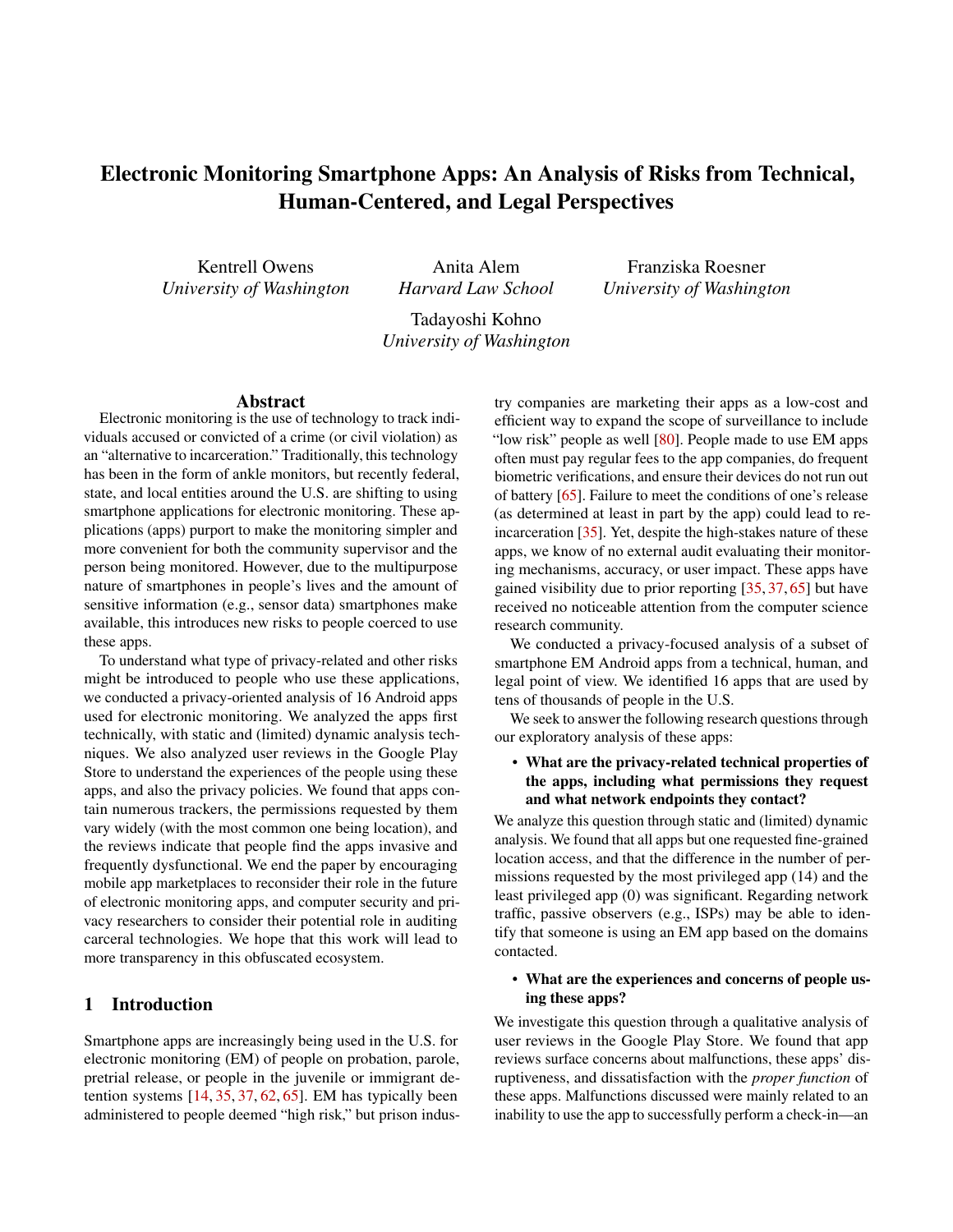# Electronic Monitoring Smartphone Apps: An Analysis of Risks from Technical, Human-Centered, and Legal Perspectives

Kentrell Owens
*University of Washington*

Anita Alem
*Harvard Law School*

Franziska Roesner
*University of Washington*

Tadayoshi Kohno
*University of Washington*

## Abstract

Electronic monitoring is the use of technology to track individuals accused or convicted of a crime (or civil violation) as an "alternative to incarceration." Traditionally, this technology has been in the form of ankle monitors, but recently federal, state, and local entities around the U.S. are shifting to using smartphone applications for electronic monitoring. These applications (apps) purport to make the monitoring simpler and more convenient for both the community supervisor and the person being monitored. However, due to the multipurpose nature of smartphones in people's lives and the amount of sensitive information (e.g., sensor data) smartphones make available, this introduces new risks to people coerced to use these apps.

To understand what type of privacy-related and other risks might be introduced to people who use these applications, we conducted a privacy-oriented analysis of 16 Android apps used for electronic monitoring. We analyzed the apps first technically, with static and (limited) dynamic analysis techniques. We also analyzed user reviews in the Google Play Store to understand the experiences of the people using these apps, and also the privacy policies. We found that apps contain numerous trackers, the permissions requested by them vary widely (with the most common one being location), and the reviews indicate that people find the apps invasive and frequently dysfunctional. We end the paper by encouraging mobile app marketplaces to reconsider their role in the future of electronic monitoring apps, and computer security and privacy researchers to consider their potential role in auditing carceral technologies. We hope that this work will lead to more transparency in this obfuscated ecosystem.

## 1 Introduction

Smartphone apps are increasingly being used in the U.S. for electronic monitoring (EM) of people on probation, parole, pretrial release, or people in the juvenile or immigrant detention systems [14, 35, 37, 62, 65]. EM has typically been administered to people deemed "high risk," but prison industry companies are marketing their apps as a low-cost and efficient way to expand the scope of surveillance to include "low risk" people as well [80]. People made to use EM apps often must pay regular fees to the app companies, do frequent biometric verifications, and ensure their devices do not run out of battery [65]. Failure to meet the conditions of one's release (as determined at least in part by the app) could lead to re-incarceration [35]. Yet, despite the high-stakes nature of these apps, we know of no external audit evaluating their monitoring mechanisms, accuracy, or user impact. These apps have gained visibility due to prior reporting [35, 37, 65] but have received no noticeable attention from the computer science research community.

We conducted a privacy-focused analysis of a subset of smartphone EM Android apps from a technical, human, and legal point of view. We identified 16 apps that are used by tens of thousands of people in the U.S.

We seek to answer the following research questions through our exploratory analysis of these apps:

- **What are the privacy-related technical properties of the apps, including what permissions they request and what network endpoints they contact?**

We analyze this question through static and (limited) dynamic analysis. We found that all apps but one requested fine-grained location access, and that the difference in the number of permissions requested by the most privileged app (14) and the least privileged app (0) was significant. Regarding network traffic, passive observers (e.g., ISPs) may be able to identify that someone is using an EM app based on the domains contacted.

- **What are the experiences and concerns of people using these apps?**

We investigate this question through a qualitative analysis of user reviews in the Google Play Store. We found that app reviews surface concerns about malfunctions, these apps' disruptiveness, and dissatisfaction with the *proper function* of these apps. Malfunctions discussed were mainly related to an inability to use the app to successfully perform a check-in—an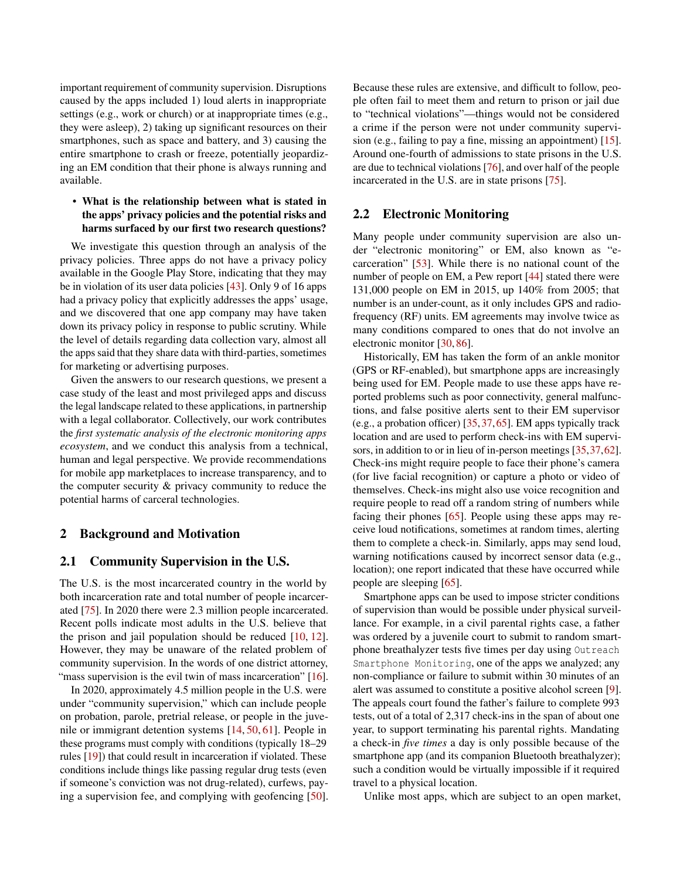important requirement of community supervision. Disruptions caused by the apps included 1) loud alerts in inappropriate settings (e.g., work or church) or at inappropriate times (e.g., they were asleep), 2) taking up significant resources on their smartphones, such as space and battery, and 3) causing the entire smartphone to crash or freeze, potentially jeopardizing an EM condition that their phone is always running and available.

- **What is the relationship between what is stated in the apps' privacy policies and the potential risks and harms surfaced by our first two research questions?**

We investigate this question through an analysis of the privacy policies. Three apps do not have a privacy policy available in the Google Play Store, indicating that they may be in violation of its user data policies [43]. Only 9 of 16 apps had a privacy policy that explicitly addresses the apps' usage, and we discovered that one app company may have taken down its privacy policy in response to public scrutiny. While the level of details regarding data collection vary, almost all the apps said that they share data with third-parties, sometimes for marketing or advertising purposes.

Given the answers to our research questions, we present a case study of the least and most privileged apps and discuss the legal landscape related to these applications, in partnership with a legal collaborator. Collectively, our work contributes the *first systematic analysis of the electronic monitoring apps ecosystem*, and we conduct this analysis from a technical, human and legal perspective. We provide recommendations for mobile app marketplaces to increase transparency, and to the computer security & privacy community to reduce the potential harms of carceral technologies.

## 2 Background and Motivation

### 2.1 Community Supervision in the U.S.

The U.S. is the most incarcerated country in the world by both incarceration rate and total number of people incarcerated [75]. In 2020 there were 2.3 million people incarcerated. Recent polls indicate most adults in the U.S. believe that the prison and jail population should be reduced [10, 12]. However, they may be unaware of the related problem of community supervision. In the words of one district attorney, "mass supervision is the evil twin of mass incarceration" [16].

In 2020, approximately 4.5 million people in the U.S. were under "community supervision," which can include people on probation, parole, pretrial release, or people in the juvenile or immigrant detention systems [14, 50, 61]. People in these programs must comply with conditions (typically 18–29 rules [19]) that could result in incarceration if violated. These conditions include things like passing regular drug tests (even if someone's conviction was not drug-related), curfews, paying a supervision fee, and complying with geofencing [50]. Because these rules are extensive, and difficult to follow, people often fail to meet them and return to prison or jail due to "technical violations"—things would not be considered a crime if the person were not under community supervision (e.g., failing to pay a fine, missing an appointment) [15]. Around one-fourth of admissions to state prisons in the U.S. are due to technical violations [76], and over half of the people incarcerated in the U.S. are in state prisons [75].

### 2.2 Electronic Monitoring

Many people under community supervision are also under "electronic monitoring" or EM, also known as "e-carceration" [53]. While there is no national count of the number of people on EM, a Pew report [44] stated there were 131,000 people on EM in 2015, up 140% from 2005; that number is an under-count, as it only includes GPS and radio-frequency (RF) units. EM agreements may involve twice as many conditions compared to ones that do not involve an electronic monitor [30, 86].

Historically, EM has taken the form of an ankle monitor (GPS or RF-enabled), but smartphone apps are increasingly being used for EM. People made to use these apps have reported problems such as poor connectivity, general malfunctions, and false positive alerts sent to their EM supervisor (e.g., a probation officer) [35, 37, 65]. EM apps typically track location and are used to perform check-ins with EM supervisors, in addition to or in lieu of in-person meetings [35, 37, 62]. Check-ins might require people to face their phone's camera (for live facial recognition) or capture a photo or video of themselves. Check-ins might also use voice recognition and require people to read off a random string of numbers while facing their phones [65]. People using these apps may receive loud notifications, sometimes at random times, alerting them to complete a check-in. Similarly, apps may send loud, warning notifications caused by incorrect sensor data (e.g., location); one report indicated that these have occurred while people are sleeping [65].

Smartphone apps can be used to impose stricter conditions of supervision than would be possible under physical surveillance. For example, in a civil parental rights case, a father was ordered by a juvenile court to submit to random smartphone breathalyzer tests five times per day using `Outreach Smartphone Monitoring`, one of the apps we analyzed; any non-compliance or failure to submit within 30 minutes of an alert was assumed to constitute a positive alcohol screen [9]. The appeals court found the father's failure to complete 993 tests, out of a total of 2,317 check-ins in the span of about one year, to support terminating his parental rights. Mandating a check-in *five times* a day is only possible because of the smartphone app (and its companion Bluetooth breathalyzer); such a condition would be virtually impossible if it required travel to a physical location.

Unlike most apps, which are subject to an open market,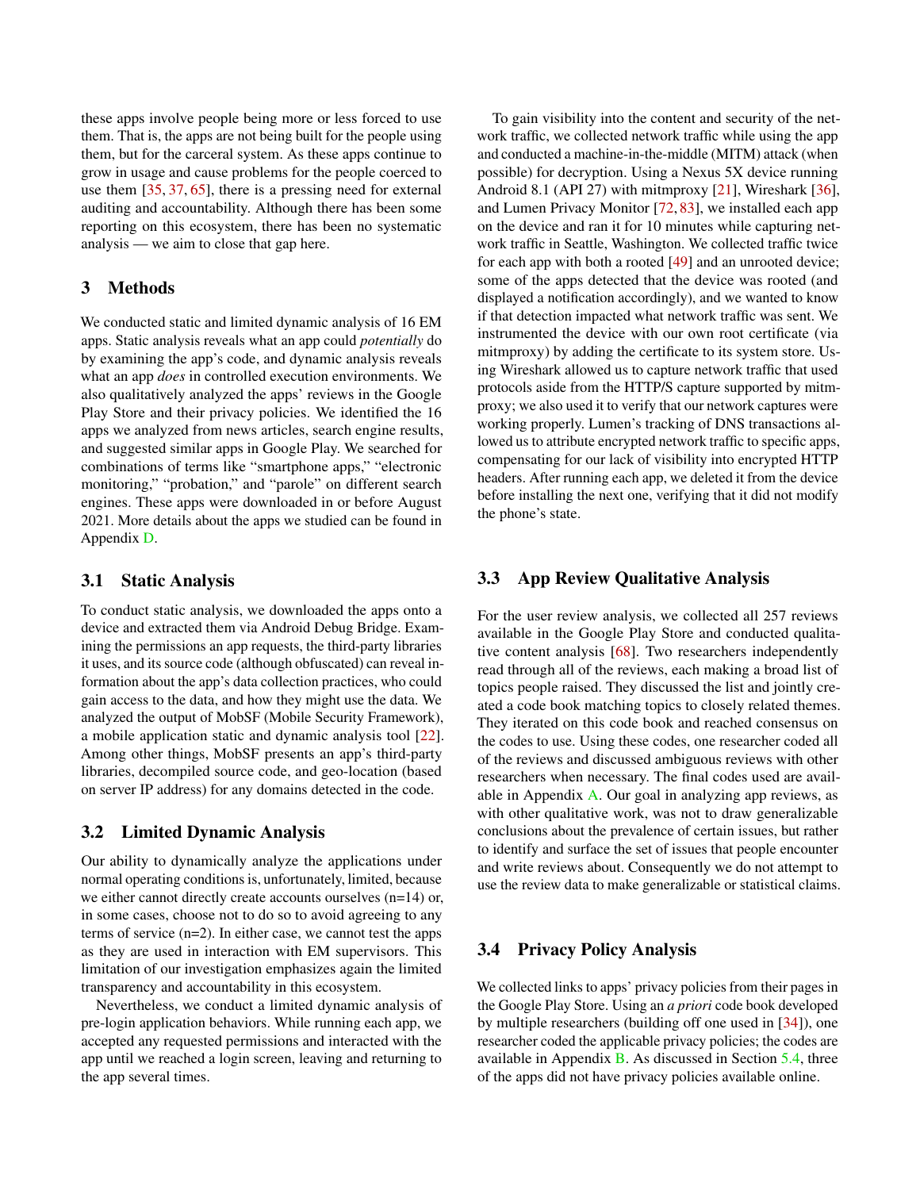these apps involve people being more or less forced to use them. That is, the apps are not being built for the people using them, but for the carceral system. As these apps continue to grow in usage and cause problems for the people coerced to use them [35, 37, 65], there is a pressing need for external auditing and accountability. Although there has been some reporting on this ecosystem, there has been no systematic analysis — we aim to close that gap here.

## 3 Methods

We conducted static and limited dynamic analysis of 16 EM apps. Static analysis reveals what an app could *potentially* do by examining the app's code, and dynamic analysis reveals what an app *does* in controlled execution environments. We also qualitatively analyzed the apps' reviews in the Google Play Store and their privacy policies. We identified the 16 apps we analyzed from news articles, search engine results, and suggested similar apps in Google Play. We searched for combinations of terms like "smartphone apps," "electronic monitoring," "probation," and "parole" on different search engines. These apps were downloaded in or before August 2021. More details about the apps we studied can be found in Appendix D.

### 3.1 Static Analysis

To conduct static analysis, we downloaded the apps onto a device and extracted them via Android Debug Bridge. Examining the permissions an app requests, the third-party libraries it uses, and its source code (although obfuscated) can reveal information about the app's data collection practices, who could gain access to the data, and how they might use the data. We analyzed the output of MobSF (Mobile Security Framework), a mobile application static and dynamic analysis tool [22]. Among other things, MobSF presents an app's third-party libraries, decompiled source code, and geo-location (based on server IP address) for any domains detected in the code.

### 3.2 Limited Dynamic Analysis

Our ability to dynamically analyze the applications under normal operating conditions is, unfortunately, limited, because we either cannot directly create accounts ourselves (n=14) or, in some cases, choose not to do so to avoid agreeing to any terms of service (n=2). In either case, we cannot test the apps as they are used in interaction with EM supervisors. This limitation of our investigation emphasizes again the limited transparency and accountability in this ecosystem.

Nevertheless, we conduct a limited dynamic analysis of pre-login application behaviors. While running each app, we accepted any requested permissions and interacted with the app until we reached a login screen, leaving and returning to the app several times.

To gain visibility into the content and security of the network traffic, we collected network traffic while using the app and conducted a machine-in-the-middle (MITM) attack (when possible) for decryption. Using a Nexus 5X device running Android 8.1 (API 27) with mitmproxy [21], Wireshark [36], and Lumen Privacy Monitor [72, 83], we installed each app on the device and ran it for 10 minutes while capturing network traffic in Seattle, Washington. We collected traffic twice for each app with both a rooted [49] and an unrooted device; some of the apps detected that the device was rooted (and displayed a notification accordingly), and we wanted to know if that detection impacted what network traffic was sent. We instrumented the device with our own root certificate (via mitmproxy) by adding the certificate to its system store. Using Wireshark allowed us to capture network traffic that used protocols aside from the HTTP/S capture supported by mitmproxy; we also used it to verify that our network captures were working properly. Lumen's tracking of DNS transactions allowed us to attribute encrypted network traffic to specific apps, compensating for our lack of visibility into encrypted HTTP headers. After running each app, we deleted it from the device before installing the next one, verifying that it did not modify the phone's state.

### 3.3 App Review Qualitative Analysis

For the user review analysis, we collected all 257 reviews available in the Google Play Store and conducted qualitative content analysis [68]. Two researchers independently read through all of the reviews, each making a broad list of topics people raised. They discussed the list and jointly created a code book matching topics to closely related themes. They iterated on this code book and reached consensus on the codes to use. Using these codes, one researcher coded all of the reviews and discussed ambiguous reviews with other researchers when necessary. The final codes used are available in Appendix A. Our goal in analyzing app reviews, as with other qualitative work, was not to draw generalizable conclusions about the prevalence of certain issues, but rather to identify and surface the set of issues that people encounter and write reviews about. Consequently we do not attempt to use the review data to make generalizable or statistical claims.

### 3.4 Privacy Policy Analysis

We collected links to apps' privacy policies from their pages in the Google Play Store. Using an *a priori* code book developed by multiple researchers (building off one used in [34]), one researcher coded the applicable privacy policies; the codes are available in Appendix B. As discussed in Section 5.4, three of the apps did not have privacy policies available online.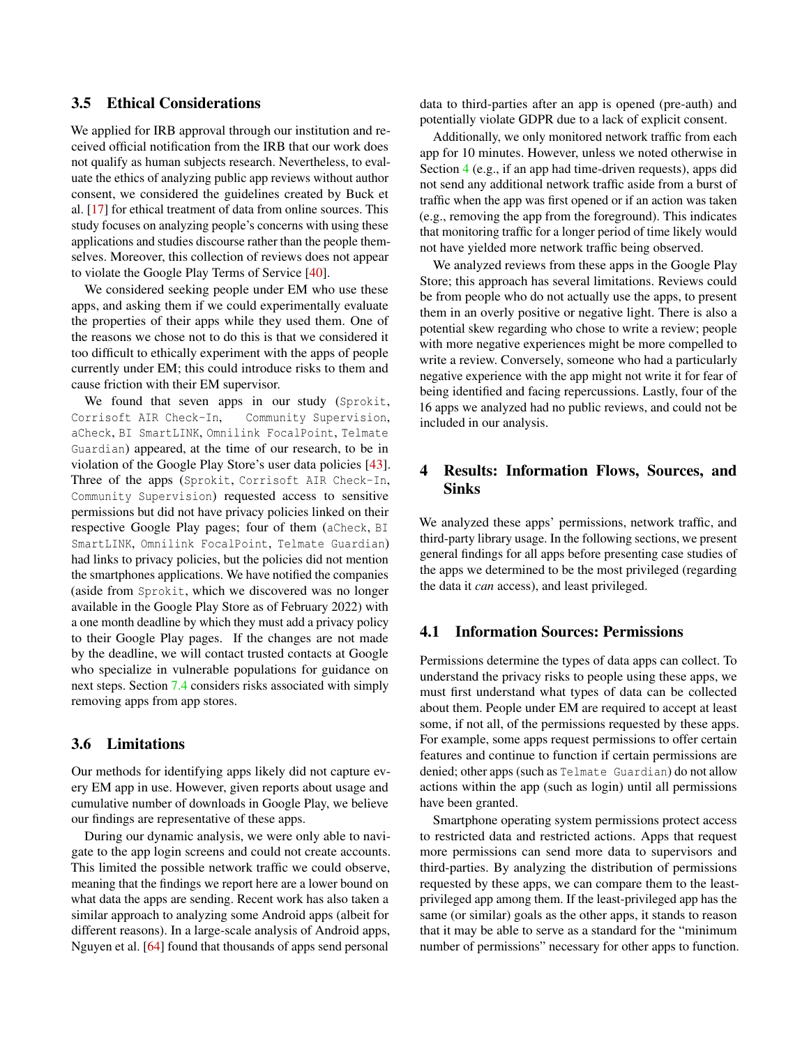### 3.5 Ethical Considerations

We applied for IRB approval through our institution and received official notification from the IRB that our work does not qualify as human subjects research. Nevertheless, to evaluate the ethics of analyzing public app reviews without author consent, we considered the guidelines created by Buck et al. [17] for ethical treatment of data from online sources. This study focuses on analyzing people's concerns with using these applications and studies discourse rather than the people themselves. Moreover, this collection of reviews does not appear to violate the Google Play Terms of Service [40].

We considered seeking people under EM who use these apps, and asking them if we could experimentally evaluate the properties of their apps while they used them. One of the reasons we chose not to do this is that we considered it too difficult to ethically experiment with the apps of people currently under EM; this could introduce risks to them and cause friction with their EM supervisor.

We found that seven apps in our study (`Sprokit`, `Corrisoft AIR Check-In`, `Community Supervision`, `aCheck`, `BI SmartLINK`, `Omnilink FocalPoint`, `Telmate Guardian`) appeared, at the time of our research, to be in violation of the Google Play Store's user data policies [43]. Three of the apps (`Sprokit`, `Corrisoft AIR Check-In`, `Community Supervision`) requested access to sensitive permissions but did not have privacy policies linked on their respective Google Play pages; four of them (`aCheck`, `BI SmartLINK`, `Omnilink FocalPoint`, `Telmate Guardian`) had links to privacy policies, but the policies did not mention the smartphones applications. We have notified the companies (aside from `Sprokit`, which we discovered was no longer available in the Google Play Store as of February 2022) with a one month deadline by which they must add a privacy policy to their Google Play pages. If the changes are not made by the deadline, we will contact trusted contacts at Google who specialize in vulnerable populations for guidance on next steps. Section 7.4 considers risks associated with simply removing apps from app stores.

### 3.6 Limitations

Our methods for identifying apps likely did not capture every EM app in use. However, given reports about usage and cumulative number of downloads in Google Play, we believe our findings are representative of these apps.

During our dynamic analysis, we were only able to navigate to the app login screens and could not create accounts. This limited the possible network traffic we could observe, meaning that the findings we report here are a lower bound on what data the apps are sending. Recent work has also taken a similar approach to analyzing some Android apps (albeit for different reasons). In a large-scale analysis of Android apps, Nguyen et al. [64] found that thousands of apps send personal data to third-parties after an app is opened (pre-auth) and potentially violate GDPR due to a lack of explicit consent.

Additionally, we only monitored network traffic from each app for 10 minutes. However, unless we noted otherwise in Section 4 (e.g., if an app had time-driven requests), apps did not send any additional network traffic aside from a burst of traffic when the app was first opened or if an action was taken (e.g., removing the app from the foreground). This indicates that monitoring traffic for a longer period of time likely would not have yielded more network traffic being observed.

We analyzed reviews from these apps in the Google Play Store; this approach has several limitations. Reviews could be from people who do not actually use the apps, to present them in an overly positive or negative light. There is also a potential skew regarding who chose to write a review; people with more negative experiences might be more compelled to write a review. Conversely, someone who had a particularly negative experience with the app might not write it for fear of being identified and facing repercussions. Lastly, four of the 16 apps we analyzed had no public reviews, and could not be included in our analysis.

## 4 Results: Information Flows, Sources, and Sinks

We analyzed these apps' permissions, network traffic, and third-party library usage. In the following sections, we present general findings for all apps before presenting case studies of the apps we determined to be the most privileged (regarding the data it *can* access), and least privileged.

### 4.1 Information Sources: Permissions

Permissions determine the types of data apps can collect. To understand the privacy risks to people using these apps, we must first understand what types of data can be collected about them. People under EM are required to accept at least some, if not all, of the permissions requested by these apps. For example, some apps request permissions to offer certain features and continue to function if certain permissions are denied; other apps (such as `Telmate Guardian`) do not allow actions within the app (such as login) until all permissions have been granted.

Smartphone operating system permissions protect access to restricted data and restricted actions. Apps that request more permissions can send more data to supervisors and third-parties. By analyzing the distribution of permissions requested by these apps, we can compare them to the least-privileged app among them. If the least-privileged app has the same (or similar) goals as the other apps, it stands to reason that it may be able to serve as a standard for the "minimum number of permissions" necessary for other apps to function.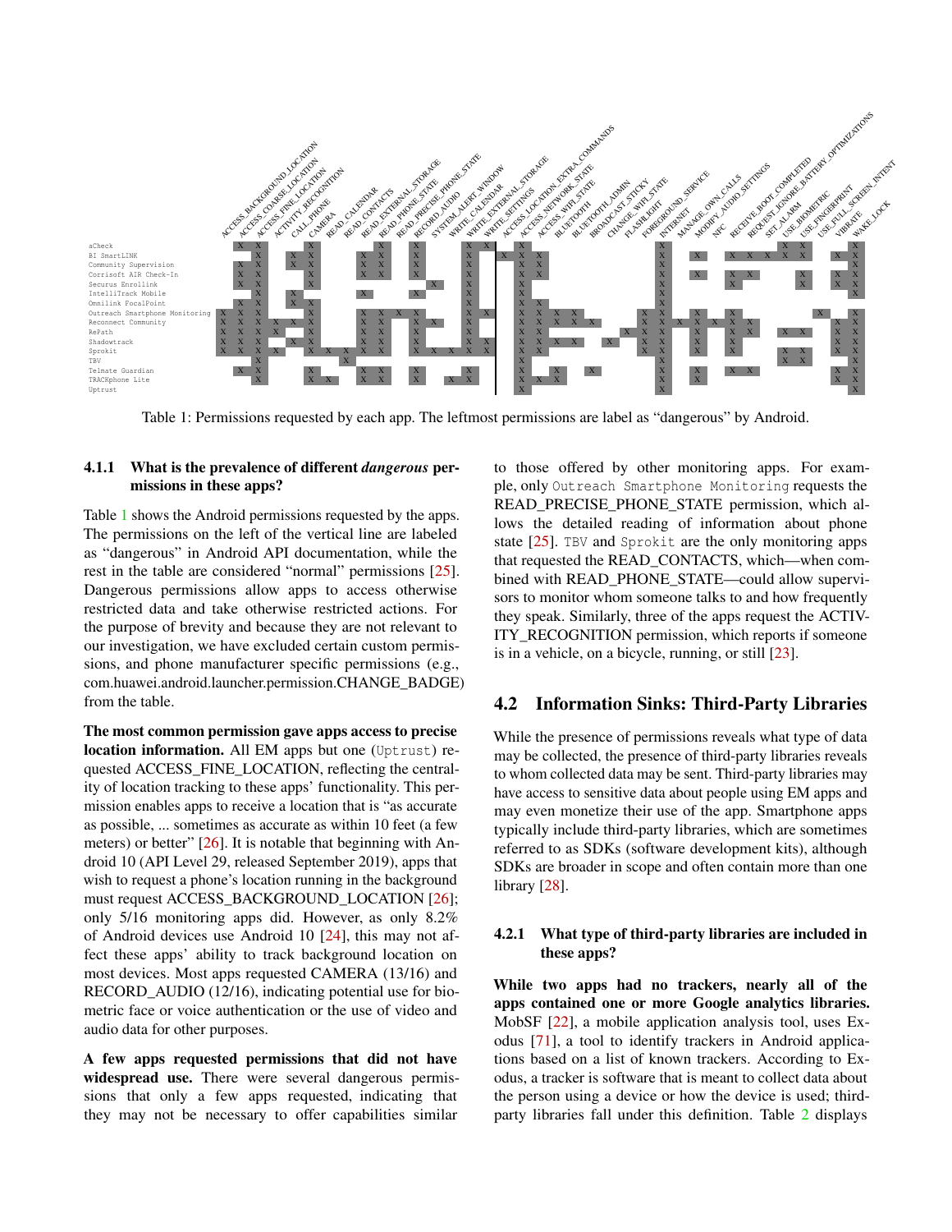| App | ACCESS_BACKGROUND_LOCATION | ACCESS_COARSE_LOCATION | ACCESS_FINE_LOCATION | ACTIVITY_RECOGNITION | CALL_PHONE | CAMERA | READ_CALENDAR | READ_CONTACTS | READ_EXTERNAL_STORAGE | READ_PHONE_STATE | READ_PRECISE_PHONE_STATE | RECORD_AUDIO | SYSTEM_ALERT_WINDOW | WRITE_CALENDAR | WRITE_EXTERNAL_STORAGE | WRITE_SETTINGS | ACCESS_LOCATION_EXTRA_COMMANDS | ACCESS_NETWORK_STATE | ACCESS_WIFI_STATE | BLUETOOTH | BLUETOOTH_ADMIN | BROADCAST_STICKY | CHANGE_WIFI_STATE | FLASHLIGHT | FOREGROUND_SERVICE | INTERNET | MANAGE_OWN_CALLS | MODIFY_AUDIO_SETTINGS | NFC | RECEIVE_BOOT_COMPLETED | REQUEST_IGNORE_BATTERY_OPTIMIZATIONS | SET_ALARM | USE_BIOMETRIC | USE_FINGERPRINT | USE_FULL_SCREEN_INTENT | VIBRATE | WAKE_LOCK |
|---|---|---|---|---|---|---|---|---|---|---|---|---|---|---|---|---|---|---|---|---|---|---|---|---|---|---|---|---|---|---|---|---|---|---|---|---|---|
| aCheck | | X | X | | | X | | | | X | | X | | | X | X | | X | | | | | | | | X | | | | | | | X | X | | | X |
| BI SmartLINK | | | X | | X | X | | | X | X | | X | | | X | | X | X | X | | | | | | | X | | X | | X | X | X | X | X | | X | X |
| Community Supervision | | X | X | | X | X | | | X | X | | X | | | X | | | X | X | | | | | | | X | | | | | | | | | | | X |
| Corrisoft AIR Check-In | | X | X | | | X | | | X | X | | X | | | X | | | X | X | | | | | | | X | | X | | X | X | | | X | | X | X |
| Securus Enrollink | | X | X | | | X | | | | | | | X | | X | | | X | | | | | | | | X | | | | X | | | | X | | X | X |
| IntelliTrack Mobile | | | X | | X | | | | X | | | X | | | X | | | X | | | | | | | | X | | | | | | | | | | | X |
| Omnilink FocalPoint | | X | X | | X | X | | | | | | | | | X | | | X | X | | | | | | | X | | | | | | | | | | | |
| Outreach Smartphone Monitoring | X | X | X | | | X | | | X | X | X | X | | | X | X | | X | X | X | X | | | | X | X | | X | | X | | | | | X | | X |
| Reconnect Community | X | X | X | X | X | X | | | X | X | | X | X | | X | | | X | X | X | X | X | | | X | X | X | X | X | X | X | | | | | X | X |
| RePath | X | X | X | X | | X | | | X | X | | X | | | X | | | X | X | | | | | X | X | X | | X | | X | X | | X | X | | X | X |
| Shadowtrack | X | X | X | | X | X | | | X | X | | X | | | X | X | | X | X | X | X | | X | | X | X | | X | | X | | | | | | X | X |
| Sprokit | X | X | X | X | | X | X | X | X | X | | X | X | X | X | X | | X | X | | | | | | X | X | | X | | X | | | X | X | | X | X |
| TBV | | | X | | | | | X | | | | | | | | | | X | | | | | | | | X | | | | | | | X | X | | | X |
| Telmate Guardian | | X | X | | | X | | | X | X | | X | | | X | | | X | | X | | X | | | | X | | X | | X | X | | | | | X | X |
| TRACKphone Lite | | | X | | | X | X | | X | X | | X | | X | X | | | X | X | X | | | | | | X | | X | | | | | | | | X | X |
| Uptrust | | | | | | | | | | | | | | | | | | X | | | | | | | | X | | | | | | | | | | | X |

Table 1: Permissions requested by each app. The leftmost permissions are label as "dangerous" by Android.

#### 4.1.1 What is the prevalence of different *dangerous* permissions in these apps?

Table 1 shows the Android permissions requested by the apps. The permissions on the left of the vertical line are labeled as "dangerous" in Android API documentation, while the rest in the table are considered "normal" permissions [25]. Dangerous permissions allow apps to access otherwise restricted data and take otherwise restricted actions. For the purpose of brevity and because they are not relevant to our investigation, we have excluded certain custom permissions, and phone manufacturer specific permissions (e.g., com.huawei.android.launcher.permission.CHANGE_BADGE) from the table.

**The most common permission gave apps access to precise location information.** All EM apps but one (`Uptrust`) requested ACCESS_FINE_LOCATION, reflecting the centrality of location tracking to these apps' functionality. This permission enables apps to receive a location that is "as accurate as possible, ... sometimes as accurate as within 10 feet (a few meters) or better" [26]. It is notable that beginning with Android 10 (API Level 29, released September 2019), apps that wish to request a phone's location running in the background must request ACCESS_BACKGROUND_LOCATION [26]; only 5/16 monitoring apps did. However, as only 8.2% of Android devices use Android 10 [24], this may not affect these apps' ability to track background location on most devices. Most apps requested CAMERA (13/16) and RECORD_AUDIO (12/16), indicating potential use for biometric face or voice authentication or the use of video and audio data for other purposes.

**A few apps requested permissions that did not have widespread use.** There were several dangerous permissions that only a few apps requested, indicating that they may not be necessary to offer capabilities similar to those offered by other monitoring apps. For example, only `Outreach Smartphone Monitoring` requests the READ_PRECISE_PHONE_STATE permission, which allows the detailed reading of information about phone state [25]. `TBV` and `Sprokit` are the only monitoring apps that requested the READ_CONTACTS, which—when combined with READ_PHONE_STATE—could allow supervisors to monitor whom someone talks to and how frequently they speak. Similarly, three of the apps request the ACTIVITY_RECOGNITION permission, which reports if someone is in a vehicle, on a bicycle, running, or still [23].

## 4.2 Information Sinks: Third-Party Libraries

While the presence of permissions reveals what type of data may be collected, the presence of third-party libraries reveals to whom collected data may be sent. Third-party libraries may have access to sensitive data about people using EM apps and may even monetize their use of the app. Smartphone apps typically include third-party libraries, which are sometimes referred to as SDKs (software development kits), although SDKs are broader in scope and often contain more than one library [28].

#### 4.2.1 What type of third-party libraries are included in these apps?

**While two apps had no trackers, nearly all of the apps contained one or more Google analytics libraries.** MobSF [22], a mobile application analysis tool, uses Exodus [71], a tool to identify trackers in Android applications based on a list of known trackers. According to Exodus, a tracker is software that is meant to collect data about the person using a device or how the device is used; third-party libraries fall under this definition. Table 2 displays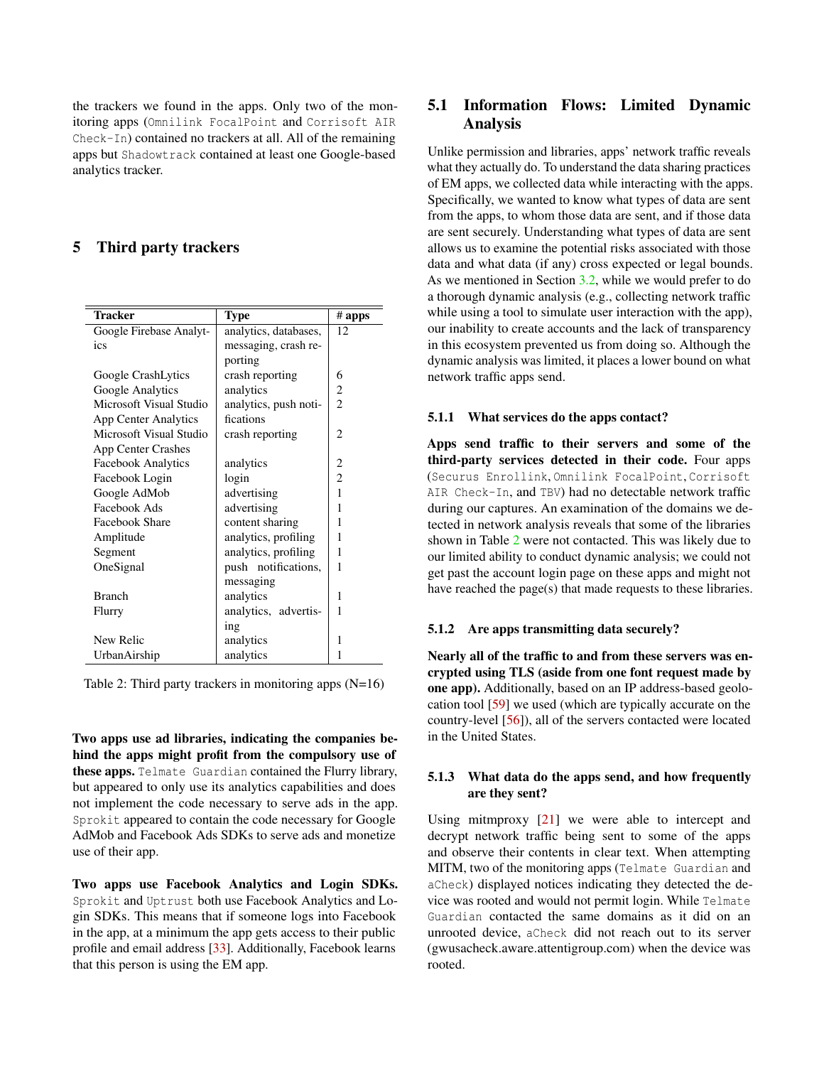the trackers we found in the apps. Only two of the monitoring apps (`Omnilink FocalPoint` and `Corrisoft AIR Check-In`) contained no trackers at all. All of the remaining apps but `Shadowtrack` contained at least one Google-based analytics tracker.

## 5 Third party trackers

| Tracker | Type | # apps |
|---|---|---|
| Google Firebase Analytics | analytics, databases, messaging, crash reporting | 12 |
| Google CrashLytics | crash reporting | 6 |
| Google Analytics | analytics | 2 |
| Microsoft Visual Studio App Center Analytics | analytics, push notifications | 2 |
| Microsoft Visual Studio App Center Crashes | crash reporting | 2 |
| Facebook Analytics | analytics | 2 |
| Facebook Login | login | 2 |
| Google AdMob | advertising | 1 |
| Facebook Ads | advertising | 1 |
| Facebook Share | content sharing | 1 |
| Amplitude | analytics, profiling | 1 |
| Segment | analytics, profiling | 1 |
| OneSignal | push notifications, messaging | 1 |
| Branch | analytics | 1 |
| Flurry | analytics, advertising | 1 |
| New Relic | analytics | 1 |
| UrbanAirship | analytics | 1 |

Table 2: Third party trackers in monitoring apps (N=16)

**Two apps use ad libraries, indicating the companies behind the apps might profit from the compulsory use of these apps.** `Telmate Guardian` contained the Flurry library, but appeared to only use its analytics capabilities and does not implement the code necessary to serve ads in the app. `Sprokit` appeared to contain the code necessary for Google AdMob and Facebook Ads SDKs to serve ads and monetize use of their app.

**Two apps use Facebook Analytics and Login SDKs.** `Sprokit` and `Uptrust` both use Facebook Analytics and Login SDKs. This means that if someone logs into Facebook in the app, at a minimum the app gets access to their public profile and email address [33]. Additionally, Facebook learns that this person is using the EM app.

### 5.1 Information Flows: Limited Dynamic Analysis

Unlike permission and libraries, apps' network traffic reveals what they actually do. To understand the data sharing practices of EM apps, we collected data while interacting with the apps. Specifically, we wanted to know what types of data are sent from the apps, to whom those data are sent, and if those data are sent securely. Understanding what types of data are sent allows us to examine the potential risks associated with those data and what data (if any) cross expected or legal bounds. As we mentioned in Section 3.2, while we would prefer to do a thorough dynamic analysis (e.g., collecting network traffic while using a tool to simulate user interaction with the app), our inability to create accounts and the lack of transparency in this ecosystem prevented us from doing so. Although the dynamic analysis was limited, it places a lower bound on what network traffic apps send.

#### 5.1.1 What services do the apps contact?

**Apps send traffic to their servers and some of the third-party services detected in their code.** Four apps (`Securus Enrollink`, `Omnilink FocalPoint`, `Corrisoft AIR Check-In`, and `TBV`) had no detectable network traffic during our captures. An examination of the domains we detected in network analysis reveals that some of the libraries shown in Table 2 were not contacted. This was likely due to our limited ability to conduct dynamic analysis; we could not get past the account login page on these apps and might not have reached the page(s) that made requests to these libraries.

#### 5.1.2 Are apps transmitting data securely?

**Nearly all of the traffic to and from these servers was encrypted using TLS (aside from one font request made by one app).** Additionally, based on an IP address-based geolocation tool [59] we used (which are typically accurate on the country-level [56]), all of the servers contacted were located in the United States.

#### 5.1.3 What data do the apps send, and how frequently are they sent?

Using mitmproxy [21] we were able to intercept and decrypt network traffic being sent to some of the apps and observe their contents in clear text. When attempting MITM, two of the monitoring apps (`Telmate Guardian` and `aCheck`) displayed notices indicating they detected the device was rooted and would not permit login. While `Telmate Guardian` contacted the same domains as it did on an unrooted device, `aCheck` did not reach out to its server (gwusacheck.aware.attentigroup.com) when the device was rooted.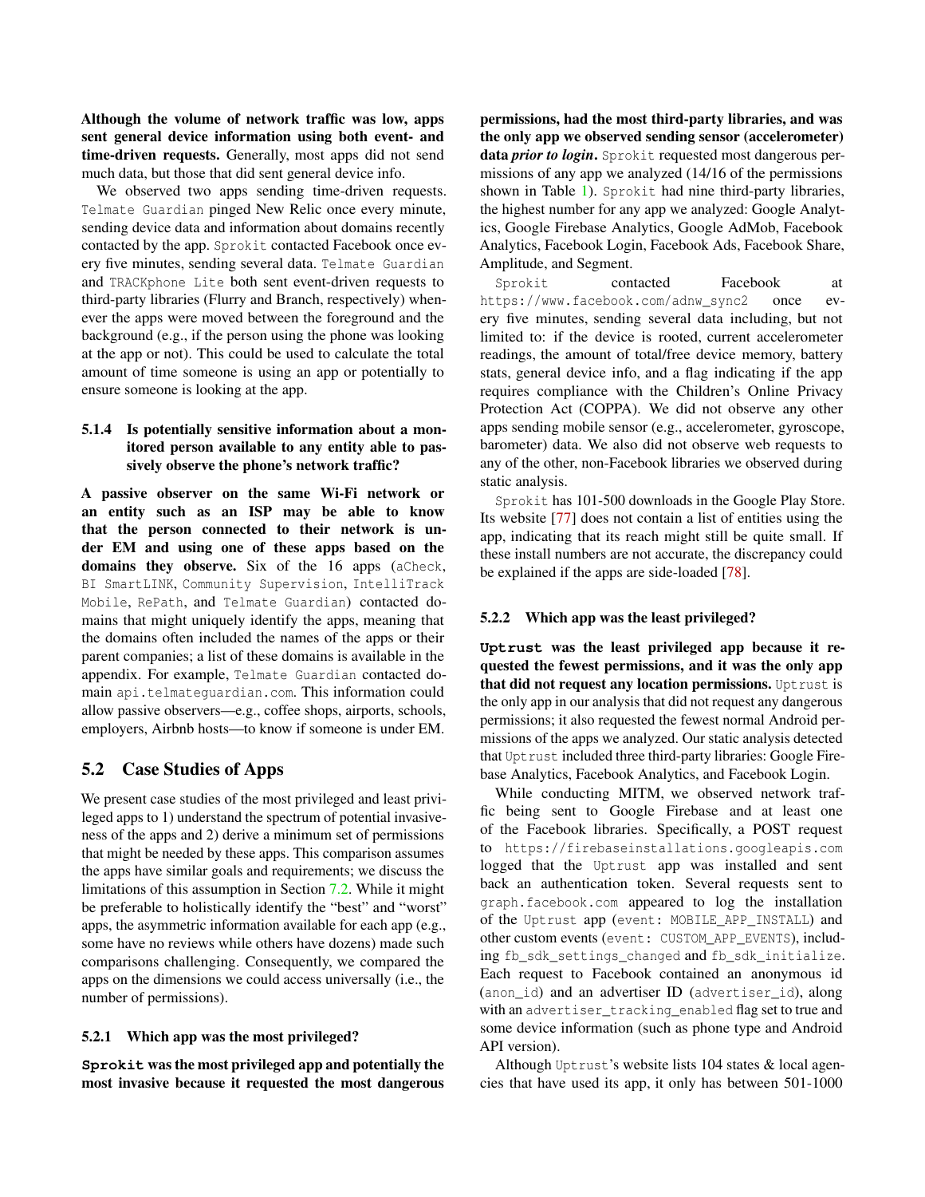**Although the volume of network traffic was low, apps sent general device information using both event- and time-driven requests.** Generally, most apps did not send much data, but those that did sent general device info.

We observed two apps sending time-driven requests. `Telmate Guardian` pinged New Relic once every minute, sending device data and information about domains recently contacted by the app. `Sprokit` contacted Facebook once every five minutes, sending several data. `Telmate Guardian` and `TRACKphone Lite` both sent event-driven requests to third-party libraries (Flurry and Branch, respectively) whenever the apps were moved between the foreground and the background (e.g., if the person using the phone was looking at the app or not). This could be used to calculate the total amount of time someone is using an app or potentially to ensure someone is looking at the app.

#### 5.1.4 Is potentially sensitive information about a monitored person available to any entity able to passively observe the phone's network traffic?

**A passive observer on the same Wi-Fi network or an entity such as an ISP may be able to know that the person connected to their network is under EM and using one of these apps based on the domains they observe.** Six of the 16 apps (`aCheck`, `BI SmartLINK`, `Community Supervision`, `IntelliTrack Mobile`, `RePath`, and `Telmate Guardian`) contacted domains that might uniquely identify the apps, meaning that the domains often included the names of the apps or their parent companies; a list of these domains is available in the appendix. For example, `Telmate Guardian` contacted domain `api.telmateguardian.com`. This information could allow passive observers—e.g., coffee shops, airports, schools, employers, Airbnb hosts—to know if someone is under EM.

## 5.2 Case Studies of Apps

We present case studies of the most privileged and least privileged apps to 1) understand the spectrum of potential invasiveness of the apps and 2) derive a minimum set of permissions that might be needed by these apps. This comparison assumes the apps have similar goals and requirements; we discuss the limitations of this assumption in Section 7.2. While it might be preferable to holistically identify the "best" and "worst" apps, the asymmetric information available for each app (e.g., some have no reviews while others have dozens) made such comparisons challenging. Consequently, we compared the apps on the dimensions we could access universally (i.e., the number of permissions).

#### 5.2.1 Which app was the most privileged?

**`Sprokit` was the most privileged app and potentially the most invasive because it requested the most dangerous permissions, had the most third-party libraries, and was the only app we observed sending sensor (accelerometer) data *prior to login*.** `Sprokit` requested most dangerous permissions of any app we analyzed (14/16 of the permissions shown in Table 1). `Sprokit` had nine third-party libraries, the highest number for any app we analyzed: Google Analytics, Google Firebase Analytics, Google AdMob, Facebook Analytics, Facebook Login, Facebook Ads, Facebook Share, Amplitude, and Segment.

`Sprokit` contacted Facebook at `https://www.facebook.com/adnw_sync2` once every five minutes, sending several data including, but not limited to: if the device is rooted, current accelerometer readings, the amount of total/free device memory, battery stats, general device info, and a flag indicating if the app requires compliance with the Children's Online Privacy Protection Act (COPPA). We did not observe any other apps sending mobile sensor (e.g., accelerometer, gyroscope, barometer) data. We also did not observe web requests to any of the other, non-Facebook libraries we observed during static analysis.

`Sprokit` has 101-500 downloads in the Google Play Store. Its website [77] does not contain a list of entities using the app, indicating that its reach might still be quite small. If these install numbers are not accurate, the discrepancy could be explained if the apps are side-loaded [78].

#### 5.2.2 Which app was the least privileged?

**`Uptrust` was the least privileged app because it requested the fewest permissions, and it was the only app that did not request any location permissions.** `Uptrust` is the only app in our analysis that did not request any dangerous permissions; it also requested the fewest normal Android permissions of the apps we analyzed. Our static analysis detected that `Uptrust` included three third-party libraries: Google Firebase Analytics, Facebook Analytics, and Facebook Login.

While conducting MITM, we observed network traffic being sent to Google Firebase and at least one of the Facebook libraries. Specifically, a POST request to `https://firebaseinstallations.googleapis.com` logged that the `Uptrust` app was installed and sent back an authentication token. Several requests sent to `graph.facebook.com` appeared to log the installation of the `Uptrust` app (`event: MOBILE_APP_INSTALL`) and other custom events (`event: CUSTOM_APP_EVENTS`), including `fb_sdk_settings_changed` and `fb_sdk_initialize`. Each request to Facebook contained an anonymous id (`anon_id`) and an advertiser ID (`advertiser_id`), along with an `advertiser_tracking_enabled` flag set to true and some device information (such as phone type and Android API version).

Although `Uptrust`'s website lists 104 states & local agencies that have used its app, it only has between 501-1000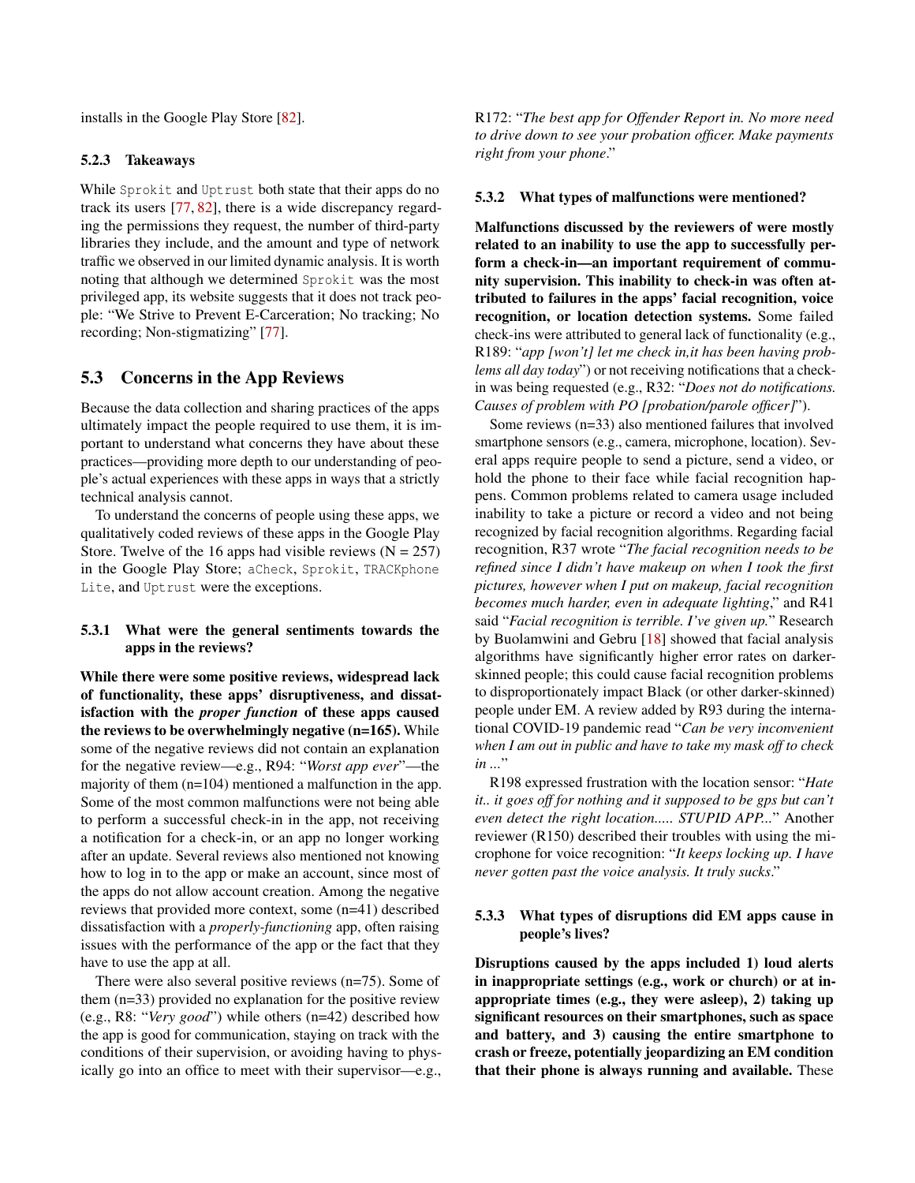installs in the Google Play Store [82].

#### 5.2.3 Takeaways

While `Sprokit` and `Uptrust` both state that their apps do no track its users [77, 82], there is a wide discrepancy regarding the permissions they request, the number of third-party libraries they include, and the amount and type of network traffic we observed in our limited dynamic analysis. It is worth noting that although we determined `Sprokit` was the most privileged app, its website suggests that it does not track people: "We Strive to Prevent E-Carceration; No tracking; No recording; Non-stigmatizing" [77].

### 5.3 Concerns in the App Reviews

Because the data collection and sharing practices of the apps ultimately impact the people required to use them, it is important to understand what concerns they have about these practices—providing more depth to our understanding of people's actual experiences with these apps in ways that a strictly technical analysis cannot.

To understand the concerns of people using these apps, we qualitatively coded reviews of these apps in the Google Play Store. Twelve of the 16 apps had visible reviews (N = 257) in the Google Play Store; `aCheck`, `Sprokit`, `TRACKphone Lite`, and `Uptrust` were the exceptions.

#### 5.3.1 What were the general sentiments towards the apps in the reviews?

**While there were some positive reviews, widespread lack of functionality, these apps' disruptiveness, and dissatisfaction with the *proper function* of these apps caused the reviews to be overwhelmingly negative (n=165).** While some of the negative reviews did not contain an explanation for the negative review—e.g., R94: "*Worst app ever*"—the majority of them (n=104) mentioned a malfunction in the app. Some of the most common malfunctions were not being able to perform a successful check-in in the app, not receiving a notification for a check-in, or an app no longer working after an update. Several reviews also mentioned not knowing how to log in to the app or make an account, since most of the apps do not allow account creation. Among the negative reviews that provided more context, some (n=41) described dissatisfaction with a *properly-functioning* app, often raising issues with the performance of the app or the fact that they have to use the app at all.

There were also several positive reviews (n=75). Some of them (n=33) provided no explanation for the positive review (e.g., R8: "*Very good*") while others (n=42) described how the app is good for communication, staying on track with the conditions of their supervision, or avoiding having to physically go into an office to meet with their supervisor—e.g., R172: "*The best app for Offender Report in. No more need to drive down to see your probation officer. Make payments right from your phone*."

#### 5.3.2 What types of malfunctions were mentioned?

**Malfunctions discussed by the reviewers of were mostly related to an inability to use the app to successfully perform a check-in—an important requirement of community supervision. This inability to check-in was often attributed to failures in the apps' facial recognition, voice recognition, or location detection systems.** Some failed check-ins were attributed to general lack of functionality (e.g., R189: "*app [won't] let me check in,it has been having problems all day today*") or not receiving notifications that a check-in was being requested (e.g., R32: "*Does not do notifications. Causes of problem with PO [probation/parole officer]*").

Some reviews (n=33) also mentioned failures that involved smartphone sensors (e.g., camera, microphone, location). Several apps require people to send a picture, send a video, or hold the phone to their face while facial recognition happens. Common problems related to camera usage included inability to take a picture or record a video and not being recognized by facial recognition algorithms. Regarding facial recognition, R37 wrote "*The facial recognition needs to be refined since I didn't have makeup on when I took the first pictures, however when I put on makeup, facial recognition becomes much harder, even in adequate lighting*," and R41 said "*Facial recognition is terrible. I've given up.*" Research by Buolamwini and Gebru [18] showed that facial analysis algorithms have significantly higher error rates on darker-skinned people; this could cause facial recognition problems to disproportionately impact Black (or other darker-skinned) people under EM. A review added by R93 during the international COVID-19 pandemic read "*Can be very inconvenient when I am out in public and have to take my mask off to check in ...*"

R198 expressed frustration with the location sensor: "*Hate it.. it goes off for nothing and it supposed to be gps but can't even detect the right location..... STUPID APP...*" Another reviewer (R150) described their troubles with using the microphone for voice recognition: "*It keeps locking up. I have never gotten past the voice analysis. It truly sucks*."

#### 5.3.3 What types of disruptions did EM apps cause in people's lives?

**Disruptions caused by the apps included 1) loud alerts in inappropriate settings (e.g., work or church) or at inappropriate times (e.g., they were asleep), 2) taking up significant resources on their smartphones, such as space and battery, and 3) causing the entire smartphone to crash or freeze, potentially jeopardizing an EM condition that their phone is always running and available.** These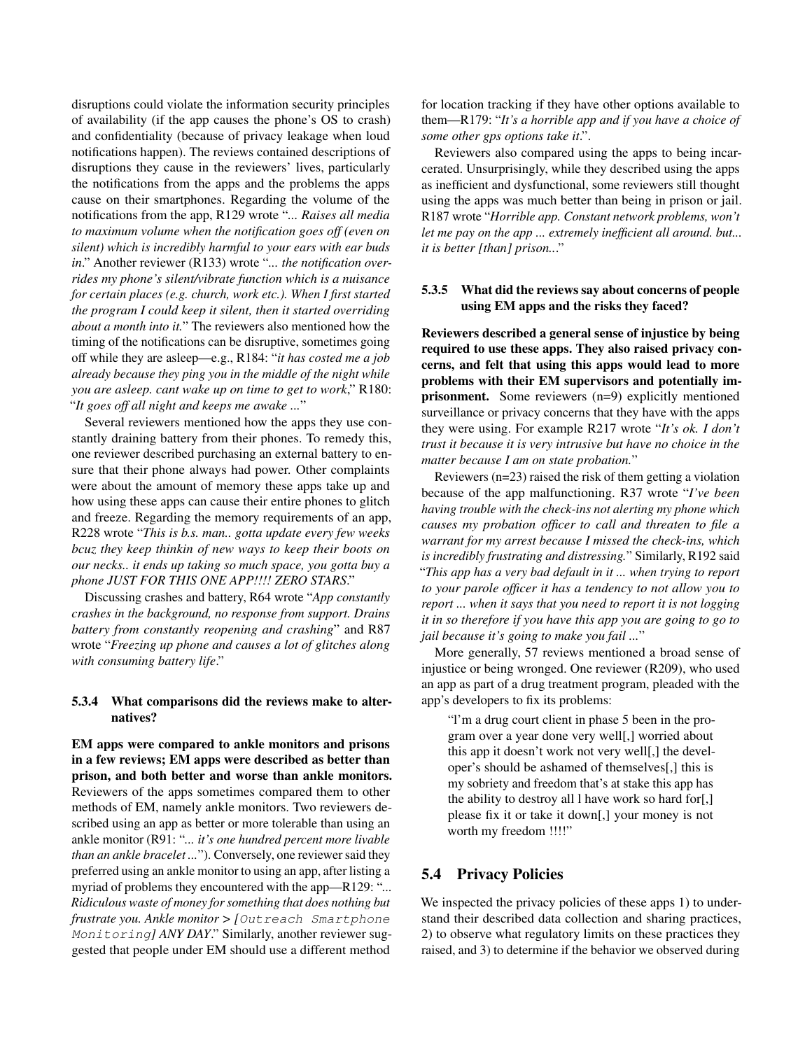disruptions could violate the information security principles of availability (if the app causes the phone's OS to crash) and confidentiality (because of privacy leakage when loud notifications happen). The reviews contained descriptions of disruptions they cause in the reviewers' lives, particularly the notifications from the apps and the problems the apps cause on their smartphones. Regarding the volume of the notifications from the app, R129 wrote "*... Raises all media to maximum volume when the notification goes off (even on silent) which is incredibly harmful to your ears with ear buds in*." Another reviewer (R133) wrote "*... the notification overrides my phone's silent/vibrate function which is a nuisance for certain places (e.g. church, work etc.). When I first started the program I could keep it silent, then it started overriding about a month into it.*" The reviewers also mentioned how the timing of the notifications can be disruptive, sometimes going off while they are asleep—e.g., R184: "*it has costed me a job already because they ping you in the middle of the night while you are asleep. cant wake up on time to get to work*," R180: "*It goes off all night and keeps me awake ...*"

Several reviewers mentioned how the apps they use constantly draining battery from their phones. To remedy this, one reviewer described purchasing an external battery to ensure that their phone always had power. Other complaints were about the amount of memory these apps take up and how using these apps can cause their entire phones to glitch and freeze. Regarding the memory requirements of an app, R228 wrote "*This is b.s. man.. gotta update every few weeks bcuz they keep thinkin of new ways to keep their boots on our necks.. it ends up taking so much space, you gotta buy a phone JUST FOR THIS ONE APP!!!! ZERO STARS*."

Discussing crashes and battery, R64 wrote "*App constantly crashes in the background, no response from support. Drains battery from constantly reopening and crashing*" and R87 wrote "*Freezing up phone and causes a lot of glitches along with consuming battery life*."

#### 5.3.4 What comparisons did the reviews make to alternatives?

**EM apps were compared to ankle monitors and prisons in a few reviews; EM apps were described as better than prison, and both better and worse than ankle monitors.** Reviewers of the apps sometimes compared them to other methods of EM, namely ankle monitors. Two reviewers described using an app as better or more tolerable than using an ankle monitor (R91: "*... it's one hundred percent more livable than an ankle bracelet ...*"). Conversely, one reviewer said they preferred using an ankle monitor to using an app, after listing a myriad of problems they encountered with the app—R129: "*... Ridiculous waste of money for something that does nothing but frustrate you. Ankle monitor > [`Outreach Smartphone Monitoring`] ANY DAY*." Similarly, another reviewer suggested that people under EM should use a different method for location tracking if they have other options available to them—R179: "*It's a horrible app and if you have a choice of some other gps options take it*.".

Reviewers also compared using the apps to being incarcerated. Unsurprisingly, while they described using the apps as inefficient and dysfunctional, some reviewers still thought using the apps was much better than being in prison or jail. R187 wrote "*Horrible app. Constant network problems, won't let me pay on the app ... extremely inefficient all around. but... it is better [than] prison...*"

#### 5.3.5 What did the reviews say about concerns of people using EM apps and the risks they faced?

**Reviewers described a general sense of injustice by being required to use these apps. They also raised privacy concerns, and felt that using this apps would lead to more problems with their EM supervisors and potentially imprisonment.** Some reviewers (n=9) explicitly mentioned surveillance or privacy concerns that they have with the apps they were using. For example R217 wrote "*It's ok. I don't trust it because it is very intrusive but have no choice in the matter because I am on state probation.*"

Reviewers (n=23) raised the risk of them getting a violation because of the app malfunctioning. R37 wrote "*I've been having trouble with the check-ins not alerting my phone which causes my probation officer to call and threaten to file a warrant for my arrest because I missed the check-ins, which is incredibly frustrating and distressing.*" Similarly, R192 said "*This app has a very bad default in it ... when trying to report to your parole officer it has a tendency to not allow you to report ... when it says that you need to report it is not logging it in so therefore if you have this app you are going to go to jail because it's going to make you fail ...*"

More generally, 57 reviews mentioned a broad sense of injustice or being wronged. One reviewer (R209), who used an app as part of a drug treatment program, pleaded with the app's developers to fix its problems:

> "l'm a drug court client in phase 5 been in the program over a year done very well[,] worried about this app it doesn't work not very well[,] the developer's should be ashamed of themselves[,] this is my sobriety and freedom that's at stake this app has the ability to destroy all l have work so hard for[,] please fix it or take it down[,] your money is not worth my freedom !!!!"

### 5.4 Privacy Policies

We inspected the privacy policies of these apps 1) to understand their described data collection and sharing practices, 2) to observe what regulatory limits on these practices they raised, and 3) to determine if the behavior we observed during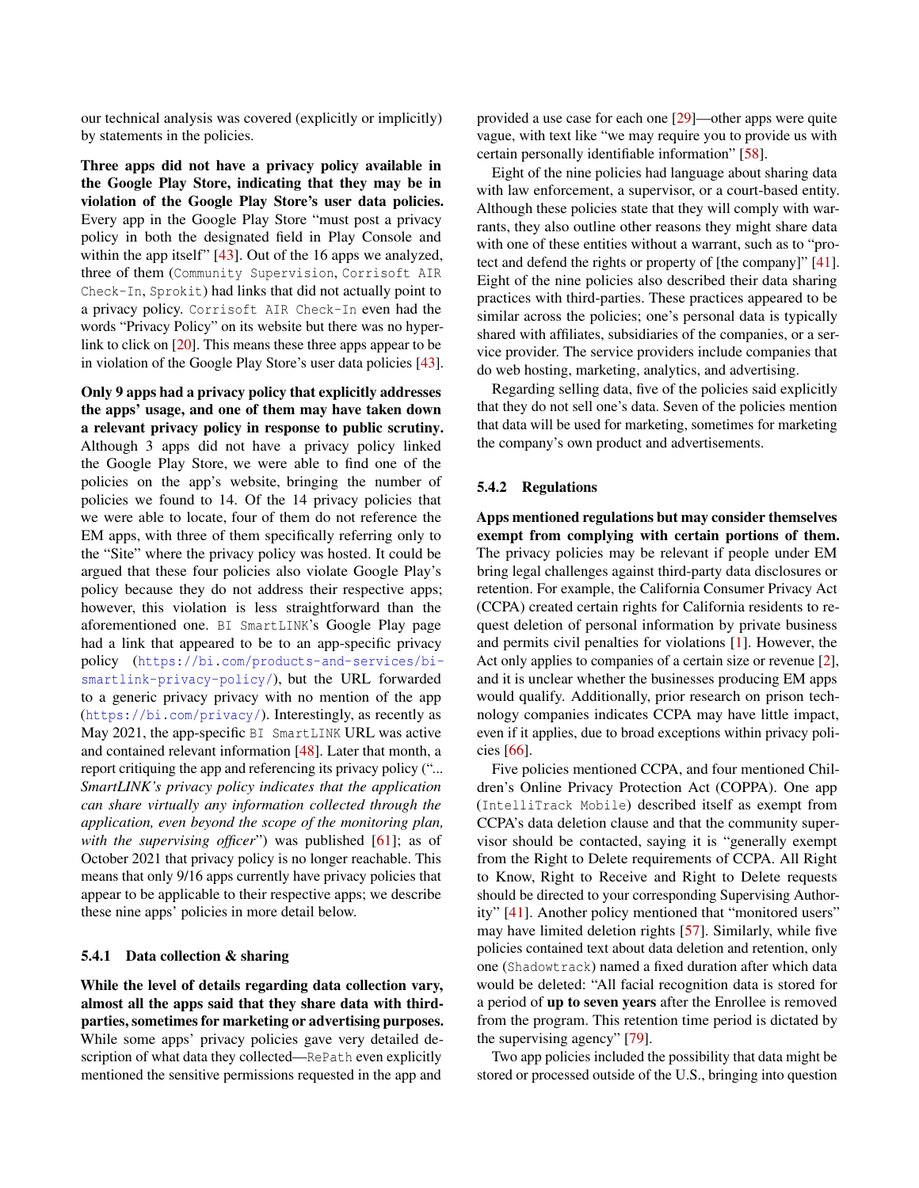our technical analysis was covered (explicitly or implicitly) by statements in the policies.

**Three apps did not have a privacy policy available in the Google Play Store, indicating that they may be in violation of the Google Play Store's user data policies.** Every app in the Google Play Store "must post a privacy policy in both the designated field in Play Console and within the app itself" [43]. Out of the 16 apps we analyzed, three of them (`Community Supervision`, `Corrisoft AIR Check-In`, `Sprokit`) had links that did not actually point to a privacy policy. `Corrisoft AIR Check-In` even had the words "Privacy Policy" on its website but there was no hyperlink to click on [20]. This means these three apps appear to be in violation of the Google Play Store's user data policies [43].

**Only 9 apps had a privacy policy that explicitly addresses the apps' usage, and one of them may have taken down a relevant privacy policy in response to public scrutiny.** Although 3 apps did not have a privacy policy linked the Google Play Store, we were able to find one of the policies on the app's website, bringing the number of policies we found to 14. Of the 14 privacy policies that we were able to locate, four of them do not reference the EM apps, with three of them specifically referring only to the "Site" where the privacy policy was hosted. It could be argued that these four policies also violate Google Play's policy because they do not address their respective apps; however, this violation is less straightforward than the aforementioned one. `BI SmartLINK`'s Google Play page had a link that appeared to be to an app-specific privacy policy (https://bi.com/products-and-services/bi-smartlink-privacy-policy/), but the URL forwarded to a generic privacy privacy with no mention of the app (https://bi.com/privacy/). Interestingly, as recently as May 2021, the app-specific `BI SmartLINK` URL was active and contained relevant information [48]. Later that month, a report critiquing the app and referencing its privacy policy ("*... SmartLINK's privacy policy indicates that the application can share virtually any information collected through the application, even beyond the scope of the monitoring plan, with the supervising officer*") was published [61]; as of October 2021 that privacy policy is no longer reachable. This means that only 9/16 apps currently have privacy policies that appear to be applicable to their respective apps; we describe these nine apps' policies in more detail below.

### 5.4.1 Data collection & sharing

**While the level of details regarding data collection vary, almost all the apps said that they share data with third-parties, sometimes for marketing or advertising purposes.** While some apps' privacy policies gave very detailed description of what data they collected—`RePath` even explicitly mentioned the sensitive permissions requested in the app and provided a use case for each one [29]—other apps were quite vague, with text like "we may require you to provide us with certain personally identifiable information" [58].

Eight of the nine policies had language about sharing data with law enforcement, a supervisor, or a court-based entity. Although these policies state that they will comply with warrants, they also outline other reasons they might share data with one of these entities without a warrant, such as to "protect and defend the rights or property of [the company]" [41]. Eight of the nine policies also described their data sharing practices with third-parties. These practices appeared to be similar across the policies; one's personal data is typically shared with affiliates, subsidiaries of the companies, or a service provider. The service providers include companies that do web hosting, marketing, analytics, and advertising.

Regarding selling data, five of the policies said explicitly that they do not sell one's data. Seven of the policies mention that data will be used for marketing, sometimes for marketing the company's own product and advertisements.

### 5.4.2 Regulations

**Apps mentioned regulations but may consider themselves exempt from complying with certain portions of them.** The privacy policies may be relevant if people under EM bring legal challenges against third-party data disclosures or retention. For example, the California Consumer Privacy Act (CCPA) created certain rights for California residents to request deletion of personal information by private business and permits civil penalties for violations [1]. However, the Act only applies to companies of a certain size or revenue [2], and it is unclear whether the businesses producing EM apps would qualify. Additionally, prior research on prison technology companies indicates CCPA may have little impact, even if it applies, due to broad exceptions within privacy policies [66].

Five policies mentioned CCPA, and four mentioned Children's Online Privacy Protection Act (COPPA). One app (`IntelliTrack Mobile`) described itself as exempt from CCPA's data deletion clause and that the community supervisor should be contacted, saying it is "generally exempt from the Right to Delete requirements of CCPA. All Right to Know, Right to Receive and Right to Delete requests should be directed to your corresponding Supervising Authority" [41]. Another policy mentioned that "monitored users" may have limited deletion rights [57]. Similarly, while five policies contained text about data deletion and retention, only one (`Shadowtrack`) named a fixed duration after which data would be deleted: "All facial recognition data is stored for a period of **up to seven years** after the Enrollee is removed from the program. This retention time period is dictated by the supervising agency" [79].

Two app policies included the possibility that data might be stored or processed outside of the U.S., bringing into question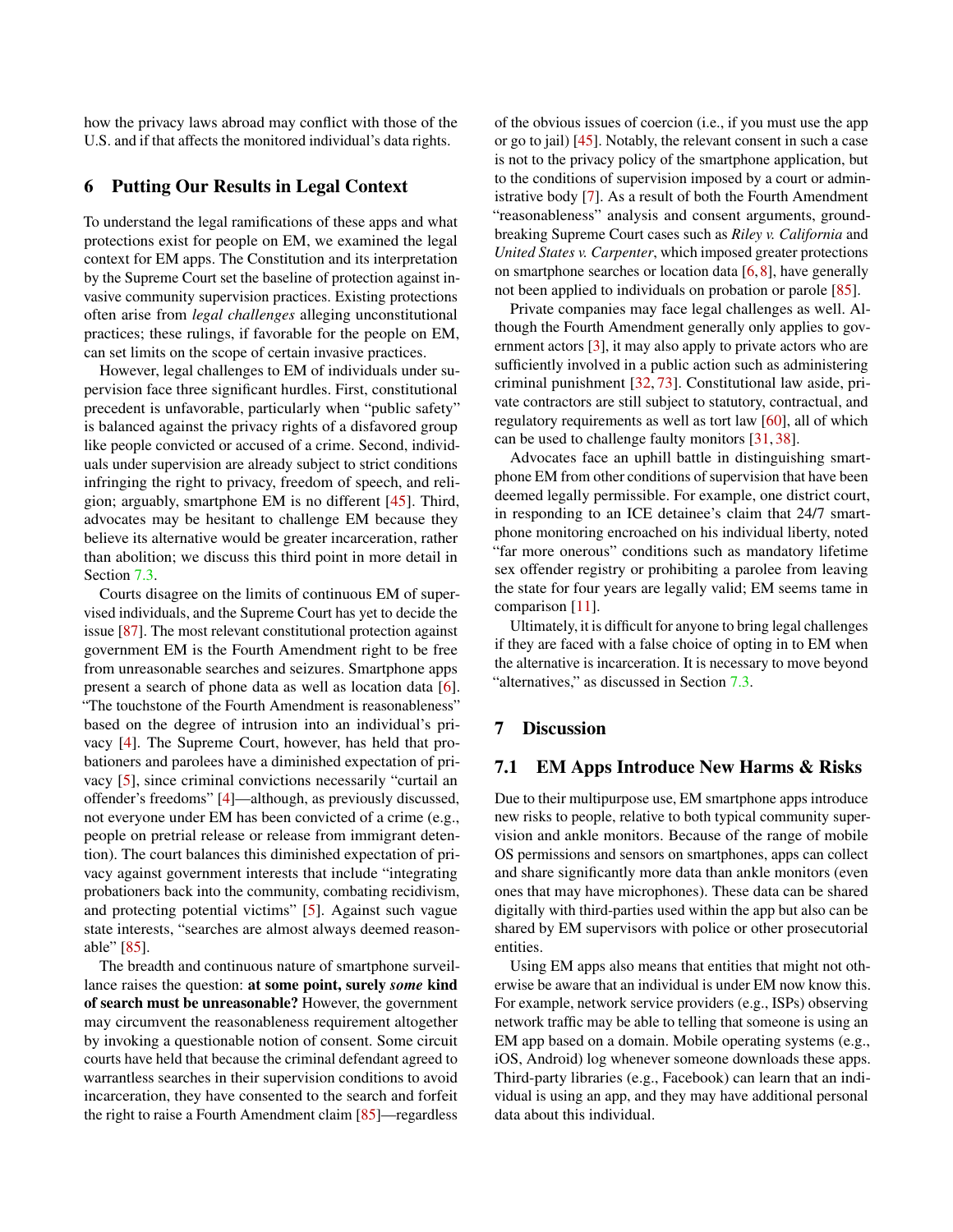how the privacy laws abroad may conflict with those of the U.S. and if that affects the monitored individual's data rights.

## 6 Putting Our Results in Legal Context

To understand the legal ramifications of these apps and what protections exist for people on EM, we examined the legal context for EM apps. The Constitution and its interpretation by the Supreme Court set the baseline of protection against invasive community supervision practices. Existing protections often arise from *legal challenges* alleging unconstitutional practices; these rulings, if favorable for the people on EM, can set limits on the scope of certain invasive practices.

However, legal challenges to EM of individuals under supervision face three significant hurdles. First, constitutional precedent is unfavorable, particularly when "public safety" is balanced against the privacy rights of a disfavored group like people convicted or accused of a crime. Second, individuals under supervision are already subject to strict conditions infringing the right to privacy, freedom of speech, and religion; arguably, smartphone EM is no different [45]. Third, advocates may be hesitant to challenge EM because they believe its alternative would be greater incarceration, rather than abolition; we discuss this third point in more detail in Section 7.3.

Courts disagree on the limits of continuous EM of supervised individuals, and the Supreme Court has yet to decide the issue [87]. The most relevant constitutional protection against government EM is the Fourth Amendment right to be free from unreasonable searches and seizures. Smartphone apps present a search of phone data as well as location data [6]. "The touchstone of the Fourth Amendment is reasonableness" based on the degree of intrusion into an individual's privacy [4]. The Supreme Court, however, has held that probationers and parolees have a diminished expectation of privacy [5], since criminal convictions necessarily "curtail an offender's freedoms" [4]—although, as previously discussed, not everyone under EM has been convicted of a crime (e.g., people on pretrial release or release from immigrant detention). The court balances this diminished expectation of privacy against government interests that include "integrating probationers back into the community, combating recidivism, and protecting potential victims" [5]. Against such vague state interests, "searches are almost always deemed reasonable" [85].

The breadth and continuous nature of smartphone surveillance raises the question: **at some point, surely *some* kind of search must be unreasonable?** However, the government may circumvent the reasonableness requirement altogether by invoking a questionable notion of consent. Some circuit courts have held that because the criminal defendant agreed to warrantless searches in their supervision conditions to avoid incarceration, they have consented to the search and forfeit the right to raise a Fourth Amendment claim [85]—regardless of the obvious issues of coercion (i.e., if you must use the app or go to jail) [45]. Notably, the relevant consent in such a case is not to the privacy policy of the smartphone application, but to the conditions of supervision imposed by a court or administrative body [7]. As a result of both the Fourth Amendment "reasonableness" analysis and consent arguments, groundbreaking Supreme Court cases such as *Riley v. California* and *United States v. Carpenter*, which imposed greater protections on smartphone searches or location data [6, 8], have generally not been applied to individuals on probation or parole [85].

Private companies may face legal challenges as well. Although the Fourth Amendment generally only applies to government actors [3], it may also apply to private actors who are sufficiently involved in a public action such as administering criminal punishment [32, 73]. Constitutional law aside, private contractors are still subject to statutory, contractual, and regulatory requirements as well as tort law [60], all of which can be used to challenge faulty monitors [31, 38].

Advocates face an uphill battle in distinguishing smartphone EM from other conditions of supervision that have been deemed legally permissible. For example, one district court, in responding to an ICE detainee's claim that 24/7 smartphone monitoring encroached on his individual liberty, noted "far more onerous" conditions such as mandatory lifetime sex offender registry or prohibiting a parolee from leaving the state for four years are legally valid; EM seems tame in comparison [11].

Ultimately, it is difficult for anyone to bring legal challenges if they are faced with a false choice of opting in to EM when the alternative is incarceration. It is necessary to move beyond "alternatives," as discussed in Section 7.3.

## 7 Discussion

### 7.1 EM Apps Introduce New Harms & Risks

Due to their multipurpose use, EM smartphone apps introduce new risks to people, relative to both typical community supervision and ankle monitors. Because of the range of mobile OS permissions and sensors on smartphones, apps can collect and share significantly more data than ankle monitors (even ones that may have microphones). These data can be shared digitally with third-parties used within the app but also can be shared by EM supervisors with police or other prosecutorial entities.

Using EM apps also means that entities that might not otherwise be aware that an individual is under EM now know this. For example, network service providers (e.g., ISPs) observing network traffic may be able to telling that someone is using an EM app based on a domain. Mobile operating systems (e.g., iOS, Android) log whenever someone downloads these apps. Third-party libraries (e.g., Facebook) can learn that an individual is using an app, and they may have additional personal data about this individual.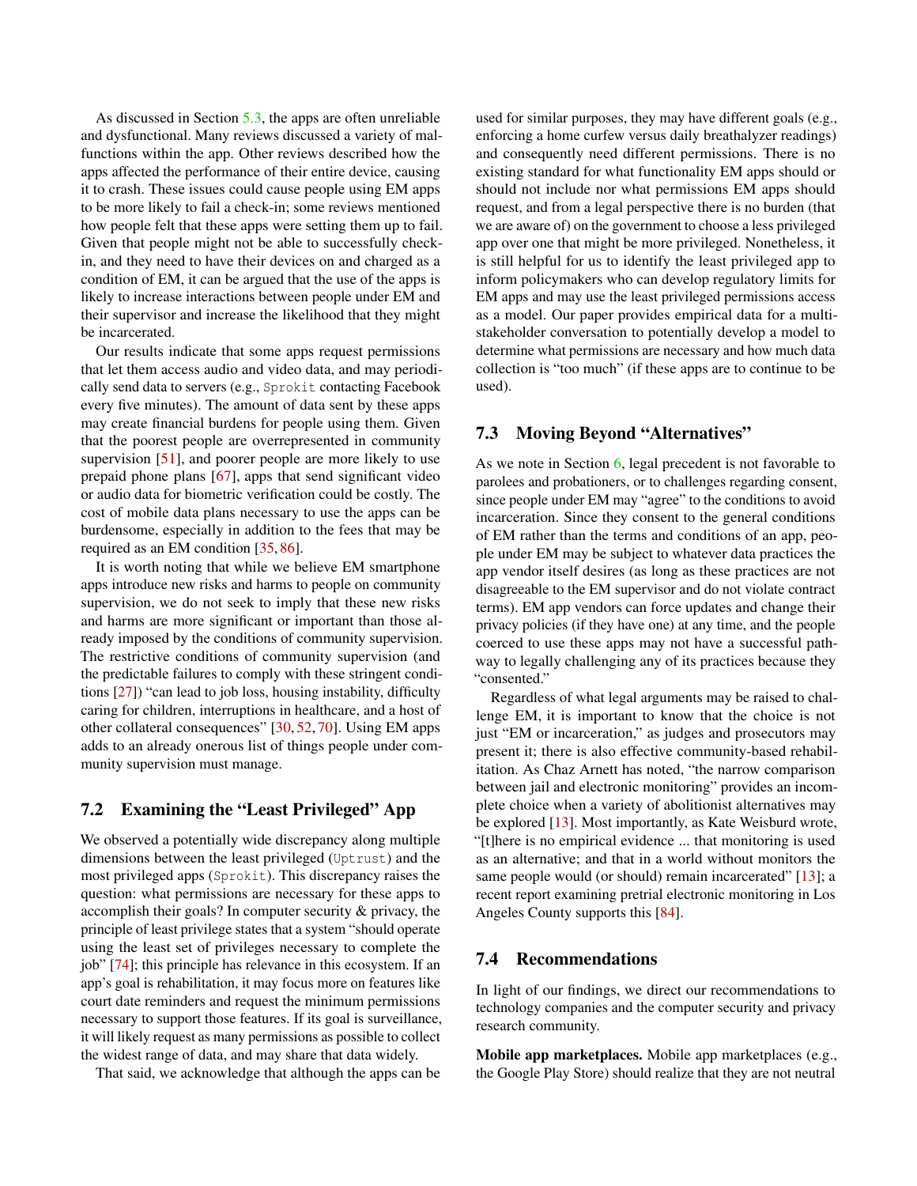As discussed in Section 5.3, the apps are often unreliable and dysfunctional. Many reviews discussed a variety of malfunctions within the app. Other reviews described how the apps affected the performance of their entire device, causing it to crash. These issues could cause people using EM apps to be more likely to fail a check-in; some reviews mentioned how people felt that these apps were setting them up to fail. Given that people might not be able to successfully check-in, and they need to have their devices on and charged as a condition of EM, it can be argued that the use of the apps is likely to increase interactions between people under EM and their supervisor and increase the likelihood that they might be incarcerated.

Our results indicate that some apps request permissions that let them access audio and video data, and may periodically send data to servers (e.g., `Sprokit` contacting Facebook every five minutes). The amount of data sent by these apps may create financial burdens for people using them. Given that the poorest people are overrepresented in community supervision [51], and poorer people are more likely to use prepaid phone plans [67], apps that send significant video or audio data for biometric verification could be costly. The cost of mobile data plans necessary to use the apps can be burdensome, especially in addition to the fees that may be required as an EM condition [35, 86].

It is worth noting that while we believe EM smartphone apps introduce new risks and harms to people on community supervision, we do not seek to imply that these new risks and harms are more significant or important than those already imposed by the conditions of community supervision. The restrictive conditions of community supervision (and the predictable failures to comply with these stringent conditions [27]) "can lead to job loss, housing instability, difficulty caring for children, interruptions in healthcare, and a host of other collateral consequences" [30, 52, 70]. Using EM apps adds to an already onerous list of things people under community supervision must manage.

## 7.2 Examining the "Least Privileged" App

We observed a potentially wide discrepancy along multiple dimensions between the least privileged (`Uptrust`) and the most privileged apps (`Sprokit`). This discrepancy raises the question: what permissions are necessary for these apps to accomplish their goals? In computer security & privacy, the principle of least privilege states that a system "should operate using the least set of privileges necessary to complete the job" [74]; this principle has relevance in this ecosystem. If an app's goal is rehabilitation, it may focus more on features like court date reminders and request the minimum permissions necessary to support those features. If its goal is surveillance, it will likely request as many permissions as possible to collect the widest range of data, and may share that data widely.

That said, we acknowledge that although the apps can be used for similar purposes, they may have different goals (e.g., enforcing a home curfew versus daily breathalyzer readings) and consequently need different permissions. There is no existing standard for what functionality EM apps should or should not include nor what permissions EM apps should request, and from a legal perspective there is no burden (that we are aware of) on the government to choose a less privileged app over one that might be more privileged. Nonetheless, it is still helpful for us to identify the least privileged app to inform policymakers who can develop regulatory limits for EM apps and may use the least privileged permissions access as a model. Our paper provides empirical data for a multi-stakeholder conversation to potentially develop a model to determine what permissions are necessary and how much data collection is "too much" (if these apps are to continue to be used).

## 7.3 Moving Beyond "Alternatives"

As we note in Section 6, legal precedent is not favorable to parolees and probationers, or to challenges regarding consent, since people under EM may "agree" to the conditions to avoid incarceration. Since they consent to the general conditions of EM rather than the terms and conditions of an app, people under EM may be subject to whatever data practices the app vendor itself desires (as long as these practices are not disagreeable to the EM supervisor and do not violate contract terms). EM app vendors can force updates and change their privacy policies (if they have one) at any time, and the people coerced to use these apps may not have a successful pathway to legally challenging any of its practices because they "consented."

Regardless of what legal arguments may be raised to challenge EM, it is important to know that the choice is not just "EM or incarceration," as judges and prosecutors may present it; there is also effective community-based rehabilitation. As Chaz Arnett has noted, "the narrow comparison between jail and electronic monitoring" provides an incomplete choice when a variety of abolitionist alternatives may be explored [13]. Most importantly, as Kate Weisburd wrote, "[t]here is no empirical evidence ... that monitoring is used as an alternative; and that in a world without monitors the same people would (or should) remain incarcerated" [13]; a recent report examining pretrial electronic monitoring in Los Angeles County supports this [84].

## 7.4 Recommendations

In light of our findings, we direct our recommendations to technology companies and the computer security and privacy research community.

**Mobile app marketplaces.** Mobile app marketplaces (e.g., the Google Play Store) should realize that they are not neutral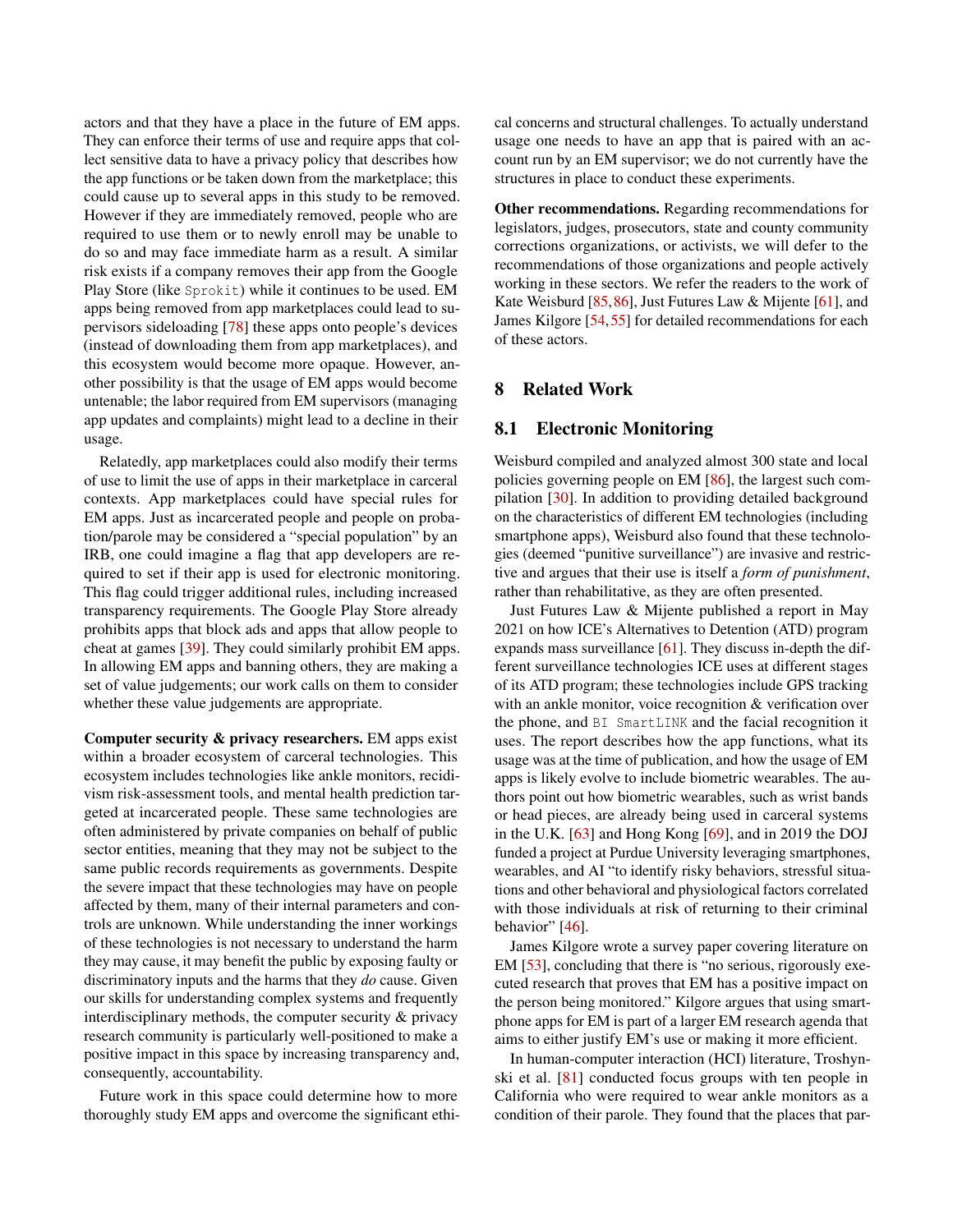actors and that they have a place in the future of EM apps. They can enforce their terms of use and require apps that collect sensitive data to have a privacy policy that describes how the app functions or be taken down from the marketplace; this could cause up to several apps in this study to be removed. However if they are immediately removed, people who are required to use them or to newly enroll may be unable to do so and may face immediate harm as a result. A similar risk exists if a company removes their app from the Google Play Store (like `Sprokit`) while it continues to be used. EM apps being removed from app marketplaces could lead to supervisors sideloading [78] these apps onto people's devices (instead of downloading them from app marketplaces), and this ecosystem would become more opaque. However, another possibility is that the usage of EM apps would become untenable; the labor required from EM supervisors (managing app updates and complaints) might lead to a decline in their usage.

Relatedly, app marketplaces could also modify their terms of use to limit the use of apps in their marketplace in carceral contexts. App marketplaces could have special rules for EM apps. Just as incarcerated people and people on probation/parole may be considered a "special population" by an IRB, one could imagine a flag that app developers are required to set if their app is used for electronic monitoring. This flag could trigger additional rules, including increased transparency requirements. The Google Play Store already prohibits apps that block ads and apps that allow people to cheat at games [39]. They could similarly prohibit EM apps. In allowing EM apps and banning others, they are making a set of value judgements; our work calls on them to consider whether these value judgements are appropriate.

**Computer security & privacy researchers.** EM apps exist within a broader ecosystem of carceral technologies. This ecosystem includes technologies like ankle monitors, recidivism risk-assessment tools, and mental health prediction targeted at incarcerated people. These same technologies are often administered by private companies on behalf of public sector entities, meaning that they may not be subject to the same public records requirements as governments. Despite the severe impact that these technologies may have on people affected by them, many of their internal parameters and controls are unknown. While understanding the inner workings of these technologies is not necessary to understand the harm they may cause, it may benefit the public by exposing faulty or discriminatory inputs and the harms that they *do* cause. Given our skills for understanding complex systems and frequently interdisciplinary methods, the computer security & privacy research community is particularly well-positioned to make a positive impact in this space by increasing transparency and, consequently, accountability.

Future work in this space could determine how to more thoroughly study EM apps and overcome the significant ethical concerns and structural challenges. To actually understand usage one needs to have an app that is paired with an account run by an EM supervisor; we do not currently have the structures in place to conduct these experiments.

**Other recommendations.** Regarding recommendations for legislators, judges, prosecutors, state and county community corrections organizations, or activists, we will defer to the recommendations of those organizations and people actively working in these sectors. We refer the readers to the work of Kate Weisburd [85, 86], Just Futures Law & Mijente [61], and James Kilgore [54, 55] for detailed recommendations for each of these actors.

## 8 Related Work

### 8.1 Electronic Monitoring

Weisburd compiled and analyzed almost 300 state and local policies governing people on EM [86], the largest such compilation [30]. In addition to providing detailed background on the characteristics of different EM technologies (including smartphone apps), Weisburd also found that these technologies (deemed "punitive surveillance") are invasive and restrictive and argues that their use is itself a *form of punishment*, rather than rehabilitative, as they are often presented.

Just Futures Law & Mijente published a report in May 2021 on how ICE's Alternatives to Detention (ATD) program expands mass surveillance [61]. They discuss in-depth the different surveillance technologies ICE uses at different stages of its ATD program; these technologies include GPS tracking with an ankle monitor, voice recognition & verification over the phone, and `BI SmartLINK` and the facial recognition it uses. The report describes how the app functions, what its usage was at the time of publication, and how the usage of EM apps is likely evolve to include biometric wearables. The authors point out how biometric wearables, such as wrist bands or head pieces, are already being used in carceral systems in the U.K. [63] and Hong Kong [69], and in 2019 the DOJ funded a project at Purdue University leveraging smartphones, wearables, and AI "to identify risky behaviors, stressful situations and other behavioral and physiological factors correlated with those individuals at risk of returning to their criminal behavior" [46].

James Kilgore wrote a survey paper covering literature on EM [53], concluding that there is "no serious, rigorously executed research that proves that EM has a positive impact on the person being monitored." Kilgore argues that using smartphone apps for EM is part of a larger EM research agenda that aims to either justify EM's use or making it more efficient.

In human-computer interaction (HCI) literature, Troshynski et al. [81] conducted focus groups with ten people in California who were required to wear ankle monitors as a condition of their parole. They found that the places that par-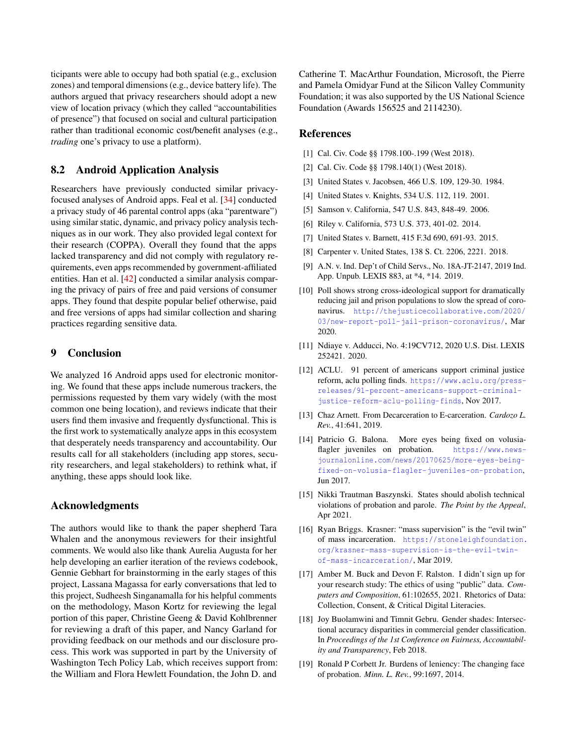ticipants were able to occupy had both spatial (e.g., exclusion zones) and temporal dimensions (e.g., device battery life). The authors argued that privacy researchers should adopt a new view of location privacy (which they called "accountabilities of presence") that focused on social and cultural participation rather than traditional economic cost/benefit analyses (e.g., *trading* one's privacy to use a platform).

## 8.2 Android Application Analysis

Researchers have previously conducted similar privacy-focused analyses of Android apps. Feal et al. [34] conducted a privacy study of 46 parental control apps (aka "parentware") using similar static, dynamic, and privacy policy analysis techniques as in our work. They also provided legal context for their research (COPPA). Overall they found that the apps lacked transparency and did not comply with regulatory requirements, even apps recommended by government-affiliated entities. Han et al. [42] conducted a similar analysis comparing the privacy of pairs of free and paid versions of consumer apps. They found that despite popular belief otherwise, paid and free versions of apps had similar collection and sharing practices regarding sensitive data.

# 9 Conclusion

We analyzed 16 Android apps used for electronic monitoring. We found that these apps include numerous trackers, the permissions requested by them vary widely (with the most common one being location), and reviews indicate that their users find them invasive and frequently dysfunctional. This is the first work to systematically analyze apps in this ecosystem that desperately needs transparency and accountability. Our results call for all stakeholders (including app stores, security researchers, and legal stakeholders) to rethink what, if anything, these apps should look like.

## Acknowledgments

The authors would like to thank the paper shepherd Tara Whalen and the anonymous reviewers for their insightful comments. We would also like thank Aurelia Augusta for her help developing an earlier iteration of the reviews codebook, Gennie Gebhart for brainstorming in the early stages of this project, Lassana Magassa for early conversations that led to this project, Sudheesh Singanamalla for his helpful comments on the methodology, Mason Kortz for reviewing the legal portion of this paper, Christine Geeng & David Kohlbrenner for reviewing a draft of this paper, and Nancy Garland for providing feedback on our methods and our disclosure process. This work was supported in part by the University of Washington Tech Policy Lab, which receives support from: the William and Flora Hewlett Foundation, the John D. and Catherine T. MacArthur Foundation, Microsoft, the Pierre and Pamela Omidyar Fund at the Silicon Valley Community Foundation; it was also supported by the US National Science Foundation (Awards 156525 and 2114230).

## References

[1] Cal. Civ. Code §§ 1798.100-.199 (West 2018).

[2] Cal. Civ. Code §§ 1798.140(1) (West 2018).

[3] United States v. Jacobsen, 466 U.S. 109, 129-30. 1984.

[4] United States v. Knights, 534 U.S. 112, 119. 2001.

[5] Samson v. California, 547 U.S. 843, 848-49. 2006.

[6] Riley v. California, 573 U.S. 373, 401-02. 2014.

[7] United States v. Barnett, 415 F.3d 690, 691-93. 2015.

[8] Carpenter v. United States, 138 S. Ct. 2206, 2221. 2018.

[9] A.N. v. Ind. Dep't of Child Servs., No. 18A-JT-2147, 2019 Ind. App. Unpub. LEXIS 883, at *4, *14. 2019.

[10] Poll shows strong cross-ideological support for dramatically reducing jail and prison populations to slow the spread of coronavirus. http://thejusticecollaborative.com/2020/03/new-report-poll-jail-prison-coronavirus/, Mar 2020.

[11] Ndiaye v. Adducci, No. 4:19CV712, 2020 U.S. Dist. LEXIS 252421. 2020.

[12] ACLU. 91 percent of americans support criminal justice reform, aclu polling finds. https://www.aclu.org/press-releases/91-percent-americans-support-criminal-justice-reform-aclu-polling-finds, Nov 2017.

[13] Chaz Arnett. From Decarceration to E-carceration. *Cardozo L. Rev.*, 41:641, 2019.

[14] Patricio G. Balona. More eyes being fixed on volusia-flagler juveniles on probation. https://www.news-journalonline.com/news/20170625/more-eyes-being-fixed-on-volusia-flagler-juveniles-on-probation, Jun 2017.

[15] Nikki Trautman Baszynski. States should abolish technical violations of probation and parole. *The Point by the Appeal*, Apr 2021.

[16] Ryan Briggs. Krasner: "mass supervision" is the "evil twin" of mass incarceration. https://stoneleighfoundation.org/krasner-mass-supervision-is-the-evil-twin-of-mass-incarceration/, Mar 2019.

[17] Amber M. Buck and Devon F. Ralston. I didn't sign up for your research study: The ethics of using "public" data. *Computers and Composition*, 61:102655, 2021. Rhetorics of Data: Collection, Consent, & Critical Digital Literacies.

[18] Joy Buolamwini and Timnit Gebru. Gender shades: Intersectional accuracy disparities in commercial gender classification. In *Proceedings of the 1st Conference on Fairness, Accountability and Transparency*, Feb 2018.

[19] Ronald P Corbett Jr. Burdens of leniency: The changing face of probation. *Minn. L. Rev.*, 99:1697, 2014.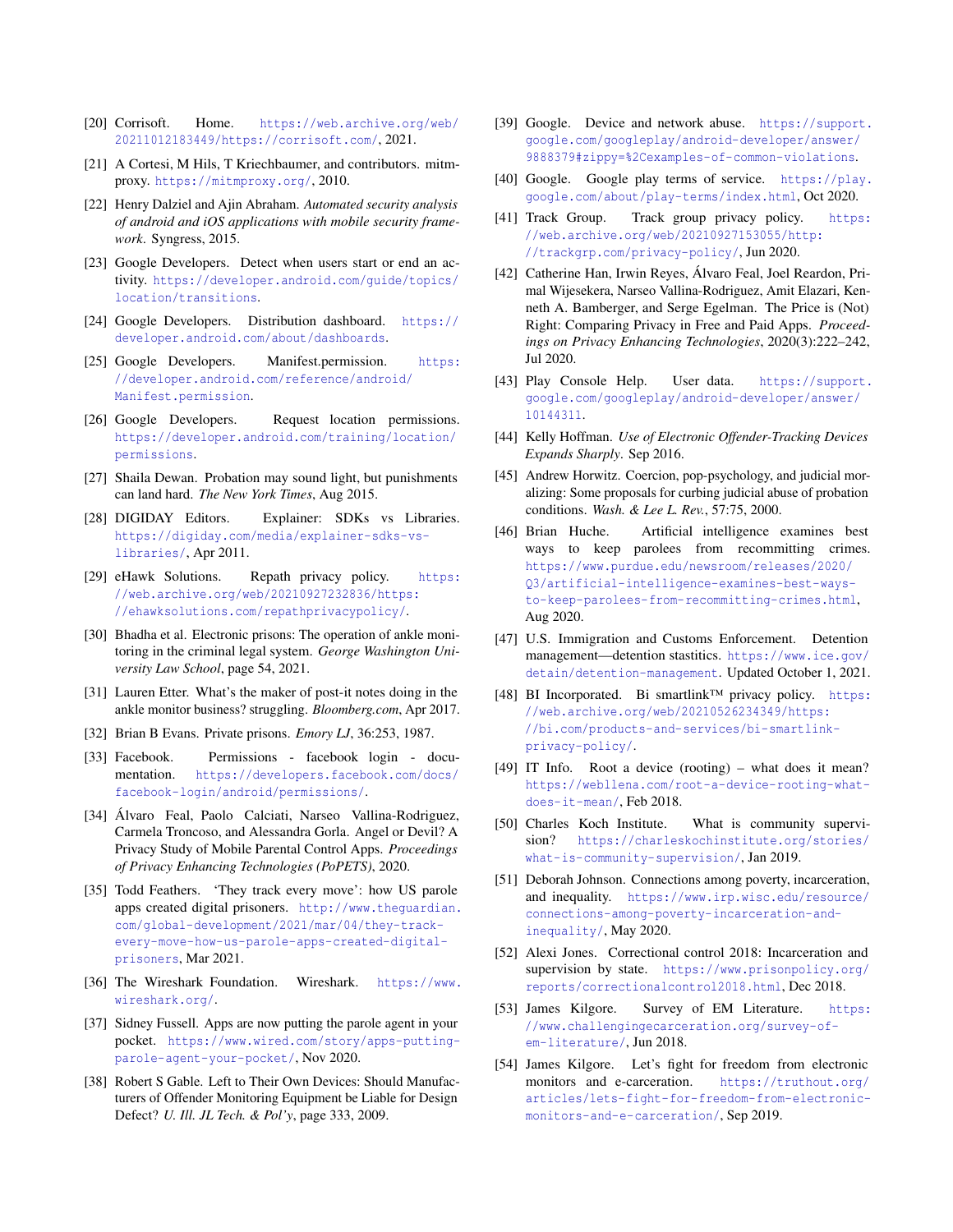[20] Corrisoft. Home. https://web.archive.org/web/20211012183449/https://corrisoft.com/, 2021.

[21] A Cortesi, M Hils, T Kriechbaumer, and contributors. mitmproxy. https://mitmproxy.org/, 2010.

[22] Henry Dalziel and Ajin Abraham. *Automated security analysis of android and iOS applications with mobile security framework*. Syngress, 2015.

[23] Google Developers. Detect when users start or end an activity. https://developer.android.com/guide/topics/location/transitions.

[24] Google Developers. Distribution dashboard. https://developer.android.com/about/dashboards.

[25] Google Developers. Manifest.permission. https://developer.android.com/reference/android/Manifest.permission.

[26] Google Developers. Request location permissions. https://developer.android.com/training/location/permissions.

[27] Shaila Dewan. Probation may sound light, but punishments can land hard. *The New York Times*, Aug 2015.

[28] DIGIDAY Editors. Explainer: SDKs vs Libraries. https://digiday.com/media/explainer-sdks-vs-libraries/, Apr 2011.

[29] eHawk Solutions. Repath privacy policy. https://web.archive.org/web/20210927232836/https://ehawksolutions.com/repathprivacypolicy/.

[30] Bhadha et al. Electronic prisons: The operation of ankle monitoring in the criminal legal system. *George Washington University Law School*, page 54, 2021.

[31] Lauren Etter. What's the maker of post-it notes doing in the ankle monitor business? struggling. *Bloomberg.com*, Apr 2017.

[32] Brian B Evans. Private prisons. *Emory LJ*, 36:253, 1987.

[33] Facebook. Permissions - facebook login - documentation. https://developers.facebook.com/docs/facebook-login/android/permissions/.

[34] Álvaro Feal, Paolo Calciati, Narseo Vallina-Rodriguez, Carmela Troncoso, and Alessandra Gorla. Angel or Devil? A Privacy Study of Mobile Parental Control Apps. *Proceedings of Privacy Enhancing Technologies (PoPETS)*, 2020.

[35] Todd Feathers. 'They track every move': how US parole apps created digital prisoners. http://www.theguardian.com/global-development/2021/mar/04/they-track-every-move-how-us-parole-apps-created-digital-prisoners, Mar 2021.

[36] The Wireshark Foundation. Wireshark. https://www.wireshark.org/.

[37] Sidney Fussell. Apps are now putting the parole agent in your pocket. https://www.wired.com/story/apps-putting-parole-agent-your-pocket/, Nov 2020.

[38] Robert S Gable. Left to Their Own Devices: Should Manufacturers of Offender Monitoring Equipment be Liable for Design Defect? *U. Ill. JL Tech. & Pol'y*, page 333, 2009.

[39] Google. Device and network abuse. https://support.google.com/googleplay/android-developer/answer/9888379#zippy=%2Cexamples-of-common-violations.

[40] Google. Google play terms of service. https://play.google.com/about/play-terms/index.html, Oct 2020.

[41] Track Group. Track group privacy policy. https://web.archive.org/web/20210927153055/http://trackgrp.com/privacy-policy/, Jun 2020.

[42] Catherine Han, Irwin Reyes, Álvaro Feal, Joel Reardon, Primal Wijesekera, Narseo Vallina-Rodriguez, Amit Elazari, Kenneth A. Bamberger, and Serge Egelman. The Price is (Not) Right: Comparing Privacy in Free and Paid Apps. *Proceedings on Privacy Enhancing Technologies*, 2020(3):222–242, Jul 2020.

[43] Play Console Help. User data. https://support.google.com/googleplay/android-developer/answer/10144311.

[44] Kelly Hoffman. *Use of Electronic Offender-Tracking Devices Expands Sharply*. Sep 2016.

[45] Andrew Horwitz. Coercion, pop-psychology, and judicial moralizing: Some proposals for curbing judicial abuse of probation conditions. *Wash. & Lee L. Rev.*, 57:75, 2000.

[46] Brian Huche. Artificial intelligence examines best ways to keep parolees from recommitting crimes. https://www.purdue.edu/newsroom/releases/2020/Q3/artificial-intelligence-examines-best-ways-to-keep-parolees-from-recommitting-crimes.html, Aug 2020.

[47] U.S. Immigration and Customs Enforcement. Detention management—detention stastitics. https://www.ice.gov/detain/detention-management. Updated October 1, 2021.

[48] BI Incorporated. Bi smartlink™ privacy policy. https://web.archive.org/web/20210526234349/https://bi.com/products-and-services/bi-smartlink-privacy-policy/.

[49] IT Info. Root a device (rooting) – what does it mean? https://webllena.com/root-a-device-rooting-what-does-it-mean/, Feb 2018.

[50] Charles Koch Institute. What is community supervision? https://charleskochinstitute.org/stories/what-is-community-supervision/, Jan 2019.

[51] Deborah Johnson. Connections among poverty, incarceration, and inequality. https://www.irp.wisc.edu/resource/connections-among-poverty-incarceration-and-inequality/, May 2020.

[52] Alexi Jones. Correctional control 2018: Incarceration and supervision by state. https://www.prisonpolicy.org/reports/correctionalcontrol2018.html, Dec 2018.

[53] James Kilgore. Survey of EM Literature. https://www.challengingecarceration.org/survey-of-em-literature/, Jun 2018.

[54] James Kilgore. Let's fight for freedom from electronic monitors and e-carceration. https://truthout.org/articles/lets-fight-for-freedom-from-electronic-monitors-and-e-carceration/, Sep 2019.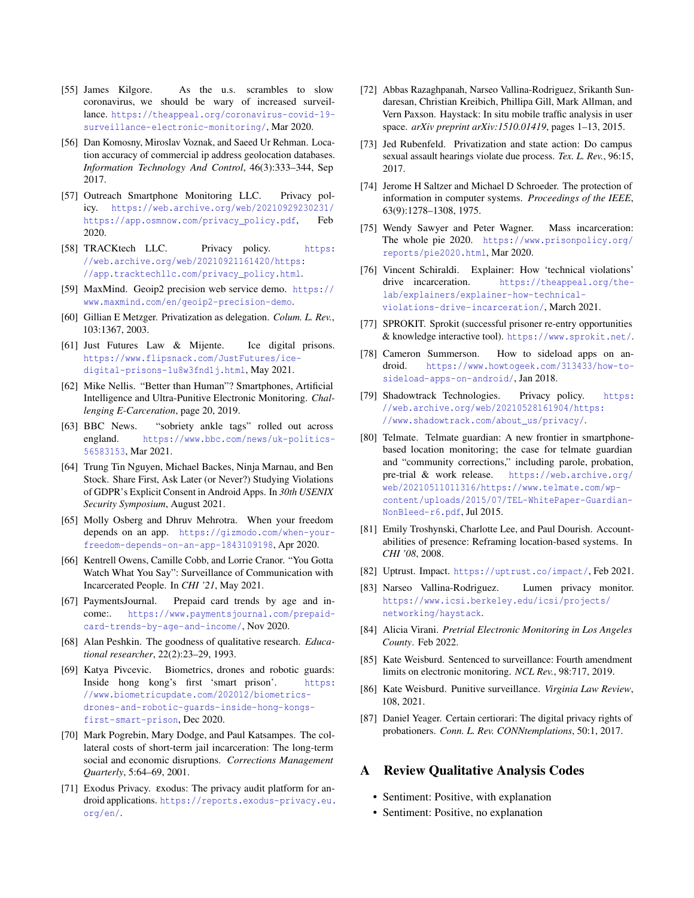[55] James Kilgore. As the u.s. scrambles to slow coronavirus, we should be wary of increased surveillance. https://theappeal.org/coronavirus-covid-19-surveillance-electronic-monitoring/, Mar 2020.

[56] Dan Komosny, Miroslav Voznak, and Saeed Ur Rehman. Location accuracy of commercial ip address geolocation databases. *Information Technology And Control*, 46(3):333–344, Sep 2017.

[57] Outreach Smartphone Monitoring LLC. Privacy policy. https://web.archive.org/web/20210929230231/https://app.osmnow.com/privacy_policy.pdf, Feb 2020.

[58] TRACKtech LLC. Privacy policy. https://web.archive.org/web/20210921161420/https://app.tracktechllc.com/privacy_policy.html.

[59] MaxMind. Geoip2 precision web service demo. https://www.maxmind.com/en/geoip2-precision-demo.

[60] Gillian E Metzger. Privatization as delegation. *Colum. L. Rev.*, 103:1367, 2003.

[61] Just Futures Law & Mijente. Ice digital prisons. https://www.flipsnack.com/JustFutures/ice-digital-prisons-1u8w3fnd1j.html, May 2021.

[62] Mike Nellis. "Better than Human"? Smartphones, Artificial Intelligence and Ultra-Punitive Electronic Monitoring. *Challenging E-Carceration*, page 20, 2019.

[63] BBC News. "sobriety ankle tags" rolled out across england. https://www.bbc.com/news/uk-politics-56583153, Mar 2021.

[64] Trung Tin Nguyen, Michael Backes, Ninja Marnau, and Ben Stock. Share First, Ask Later (or Never?) Studying Violations of GDPR's Explicit Consent in Android Apps. In *30th USENIX Security Symposium*, August 2021.

[65] Molly Osberg and Dhruv Mehrotra. When your freedom depends on an app. https://gizmodo.com/when-your-freedom-depends-on-an-app-1843109198, Apr 2020.

[66] Kentrell Owens, Camille Cobb, and Lorrie Cranor. "You Gotta Watch What You Say": Surveillance of Communication with Incarcerated People. In *CHI '21*, May 2021.

[67] PaymentsJournal. Prepaid card trends by age and income:. https://www.paymentsjournal.com/prepaid-card-trends-by-age-and-income/, Nov 2020.

[68] Alan Peshkin. The goodness of qualitative research. *Educational researcher*, 22(2):23–29, 1993.

[69] Katya Pivcevic. Biometrics, drones and robotic guards: Inside hong kong's first 'smart prison'. https://www.biometricupdate.com/202012/biometrics-drones-and-robotic-guards-inside-hong-kongs-first-smart-prison, Dec 2020.

[70] Mark Pogrebin, Mary Dodge, and Paul Katsampes. The collateral costs of short-term jail incarceration: The long-term social and economic disruptions. *Corrections Management Quarterly*, 5:64–69, 2001.

[71] Exodus Privacy. εxodus: The privacy audit platform for android applications. https://reports.exodus-privacy.eu.org/en/.

[72] Abbas Razaghpanah, Narseo Vallina-Rodriguez, Srikanth Sundaresan, Christian Kreibich, Phillipa Gill, Mark Allman, and Vern Paxson. Haystack: In situ mobile traffic analysis in user space. *arXiv preprint arXiv:1510.01419*, pages 1–13, 2015.

[73] Jed Rubenfeld. Privatization and state action: Do campus sexual assault hearings violate due process. *Tex. L. Rev.*, 96:15, 2017.

[74] Jerome H Saltzer and Michael D Schroeder. The protection of information in computer systems. *Proceedings of the IEEE*, 63(9):1278–1308, 1975.

[75] Wendy Sawyer and Peter Wagner. Mass incarceration: The whole pie 2020. https://www.prisonpolicy.org/reports/pie2020.html, Mar 2020.

[76] Vincent Schiraldi. Explainer: How 'technical violations' drive incarceration. https://theappeal.org/the-lab/explainers/explainer-how-technical-violations-drive-incarceration/, March 2021.

[77] SPROKIT. Sprokit (successful prisoner re-entry opportunities & knowledge interactive tool). https://www.sprokit.net/.

[78] Cameron Summerson. How to sideload apps on android. https://www.howtogeek.com/313433/how-to-sideload-apps-on-android/, Jan 2018.

[79] Shadowtrack Technologies. Privacy policy. https://web.archive.org/web/20210528161904/https://www.shadowtrack.com/about_us/privacy/.

[80] Telmate. Telmate guardian: A new frontier in smartphone-based location monitoring; the case for telmate guardian and "community corrections," including parole, probation, pre-trial & work release. https://web.archive.org/web/20210511011316/https://www.telmate.com/wp-content/uploads/2015/07/TEL-WhitePaper-Guardian-NonBleed-r6.pdf, Jul 2015.

[81] Emily Troshynski, Charlotte Lee, and Paul Dourish. Accountabilities of presence: Reframing location-based systems. In *CHI '08*, 2008.

[82] Uptrust. Impact. https://uptrust.co/impact/, Feb 2021.

[83] Narseo Vallina-Rodriguez. Lumen privacy monitor. https://www.icsi.berkeley.edu/icsi/projects/networking/haystack.

[84] Alicia Virani. *Pretrial Electronic Monitoring in Los Angeles County*. Feb 2022.

[85] Kate Weisburd. Sentenced to surveillance: Fourth amendment limits on electronic monitoring. *NCL Rev.*, 98:717, 2019.

[86] Kate Weisburd. Punitive surveillance. *Virginia Law Review*, 108, 2021.

[87] Daniel Yeager. Certain certiorari: The digital privacy rights of probationers. *Conn. L. Rev. CONNtemplations*, 50:1, 2017.

## A Review Qualitative Analysis Codes

- Sentiment: Positive, with explanation
- Sentiment: Positive, no explanation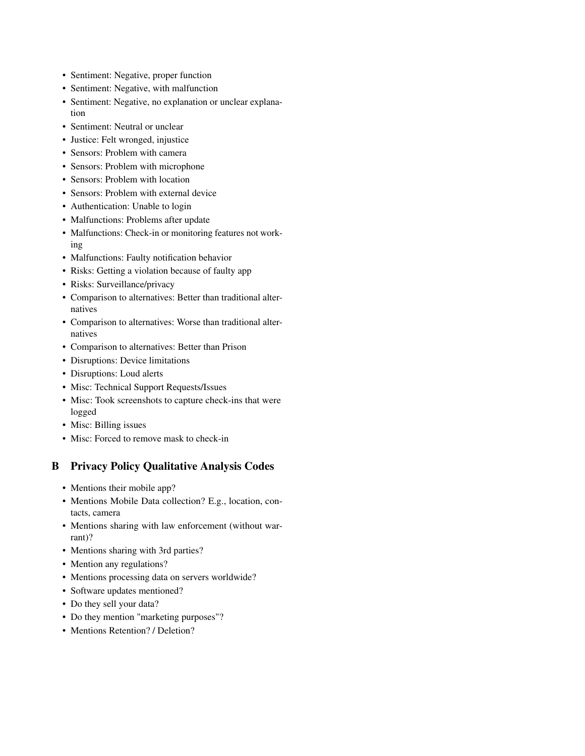- Sentiment: Negative, proper function
- Sentiment: Negative, with malfunction
- Sentiment: Negative, no explanation or unclear explanation
- Sentiment: Neutral or unclear
- Justice: Felt wronged, injustice
- Sensors: Problem with camera
- Sensors: Problem with microphone
- Sensors: Problem with location
- Sensors: Problem with external device
- Authentication: Unable to login
- Malfunctions: Problems after update
- Malfunctions: Check-in or monitoring features not working
- Malfunctions: Faulty notification behavior
- Risks: Getting a violation because of faulty app
- Risks: Surveillance/privacy
- Comparison to alternatives: Better than traditional alternatives
- Comparison to alternatives: Worse than traditional alternatives
- Comparison to alternatives: Better than Prison
- Disruptions: Device limitations
- Disruptions: Loud alerts
- Misc: Technical Support Requests/Issues
- Misc: Took screenshots to capture check-ins that were logged
- Misc: Billing issues
- Misc: Forced to remove mask to check-in

## B Privacy Policy Qualitative Analysis Codes

- Mentions their mobile app?
- Mentions Mobile Data collection? E.g., location, contacts, camera
- Mentions sharing with law enforcement (without warrant)?
- Mentions sharing with 3rd parties?
- Mention any regulations?
- Mentions processing data on servers worldwide?
- Software updates mentioned?
- Do they sell your data?
- Do they mention "marketing purposes"?
- Mentions Retention? / Deletion?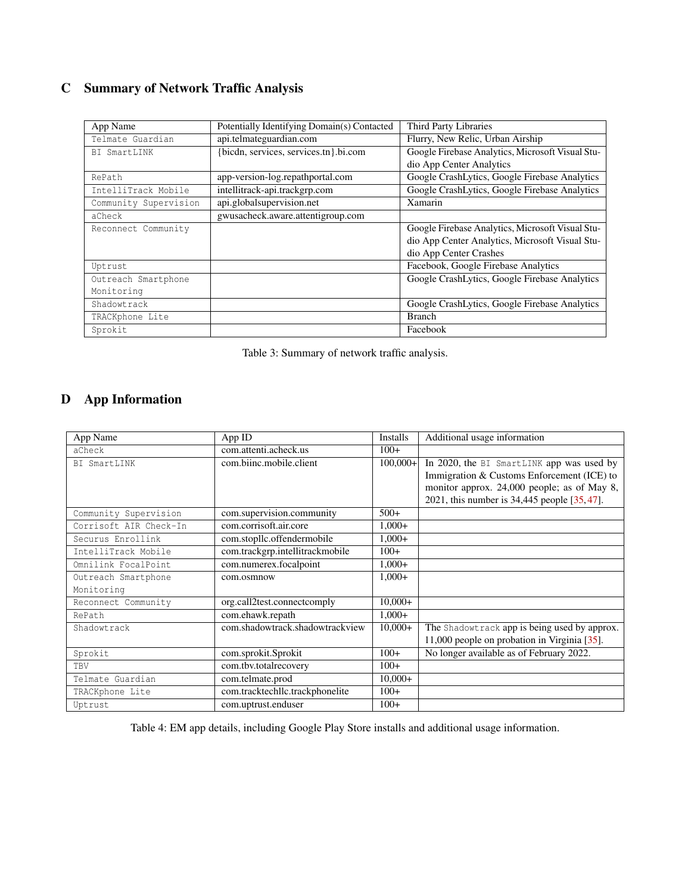## C Summary of Network Traffic Analysis

| App Name | Potentially Identifying Domain(s) Contacted | Third Party Libraries |
|---|---|---|
| `Telmate Guardian` | api.telmateguardian.com | Flurry, New Relic, Urban Airship |
| `BI SmartLINK` | {bicdn, services, services.tn}.bi.com | Google Firebase Analytics, Microsoft Visual Studio App Center Analytics |
| `RePath` | app-version-log.repathportal.com | Google CrashLytics, Google Firebase Analytics |
| `IntelliTrack Mobile` | intellitrack-api.trackgrp.com | Google CrashLytics, Google Firebase Analytics |
| `Community Supervision` | api.globalsupervision.net | Xamarin |
| `aCheck` | gwusacheck.aware.attentigroup.com | |
| `Reconnect Community` | | Google Firebase Analytics, Microsoft Visual Studio App Center Analytics, Microsoft Visual Studio App Center Crashes |
| `Uptrust` | | Facebook, Google Firebase Analytics |
| `Outreach Smartphone Monitoring` | | Google CrashLytics, Google Firebase Analytics |
| `Shadowtrack` | | Google CrashLytics, Google Firebase Analytics |
| `TRACKphone Lite` | | Branch |
| `Sprokit` | | Facebook |

Table 3: Summary of network traffic analysis.

## D App Information

| App Name | App ID | Installs | Additional usage information |
|---|---|---|---|
| `aCheck` | com.attenti.acheck.us | 100+ | |
| `BI SmartLINK` | com.biinc.mobile.client | 100,000+ | In 2020, the `BI SmartLINK` app was used by Immigration & Customs Enforcement (ICE) to monitor approx. 24,000 people; as of May 8, 2021, this number is 34,445 people [35, 47]. |
| `Community Supervision` | com.supervision.community | 500+ | |
| `Corrisoft AIR Check-In` | com.corrisoft.air.core | 1,000+ | |
| `Securus Enrollink` | com.stopllc.offendermobile | 1,000+ | |
| `IntelliTrack Mobile` | com.trackgrp.intellitrackmobile | 100+ | |
| `Omnilink FocalPoint` | com.numerex.focalpoint | 1,000+ | |
| `Outreach Smartphone Monitoring` | com.osmnow | 1,000+ | |
| `Reconnect Community` | org.call2test.connectcomply | 10,000+ | |
| `RePath` | com.ehawk.repath | 1,000+ | |
| `Shadowtrack` | com.shadowtrack.shadowtrackview | 10,000+ | The `Shadowtrack` app is being used by approx. 11,000 people on probation in Virginia [35]. |
| `Sprokit` | com.sprokit.Sprokit | 100+ | No longer available as of February 2022. |
| `TBV` | com.tbv.totalrecovery | 100+ | |
| `Telmate Guardian` | com.telmate.prod | 10,000+ | |
| `TRACKphone Lite` | com.tracktechllc.trackphonelite | 100+ | |
| `Uptrust` | com.uptrust.enduser | 100+ | |

Table 4: EM app details, including Google Play Store installs and additional usage information.